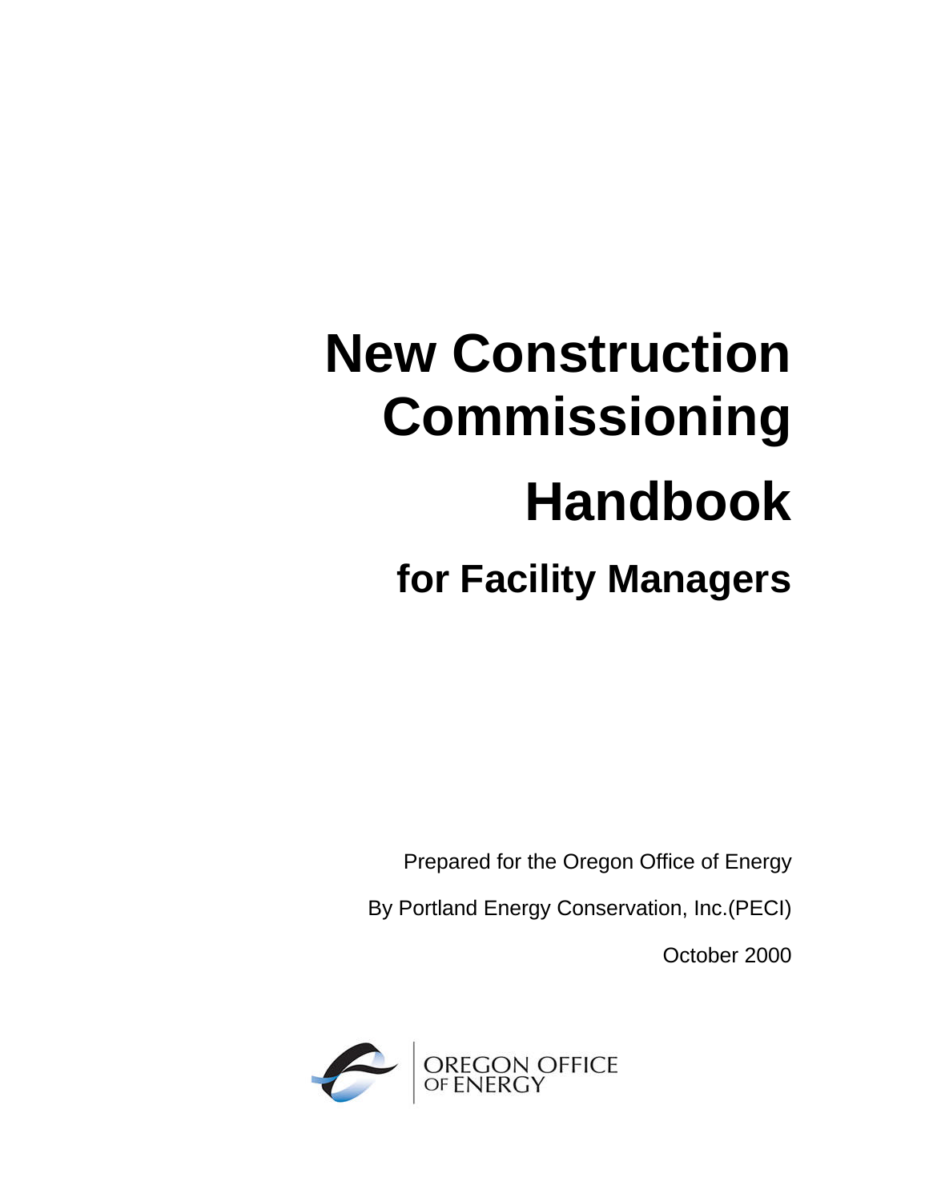# New Construction Commissioning Handbook

## for Facility Managers

Prepared for the Oregon Office of Energy

By Portland Energy Conservation, Inc.(PECI)

October 2000

OREGON OFFICE OF ENERGY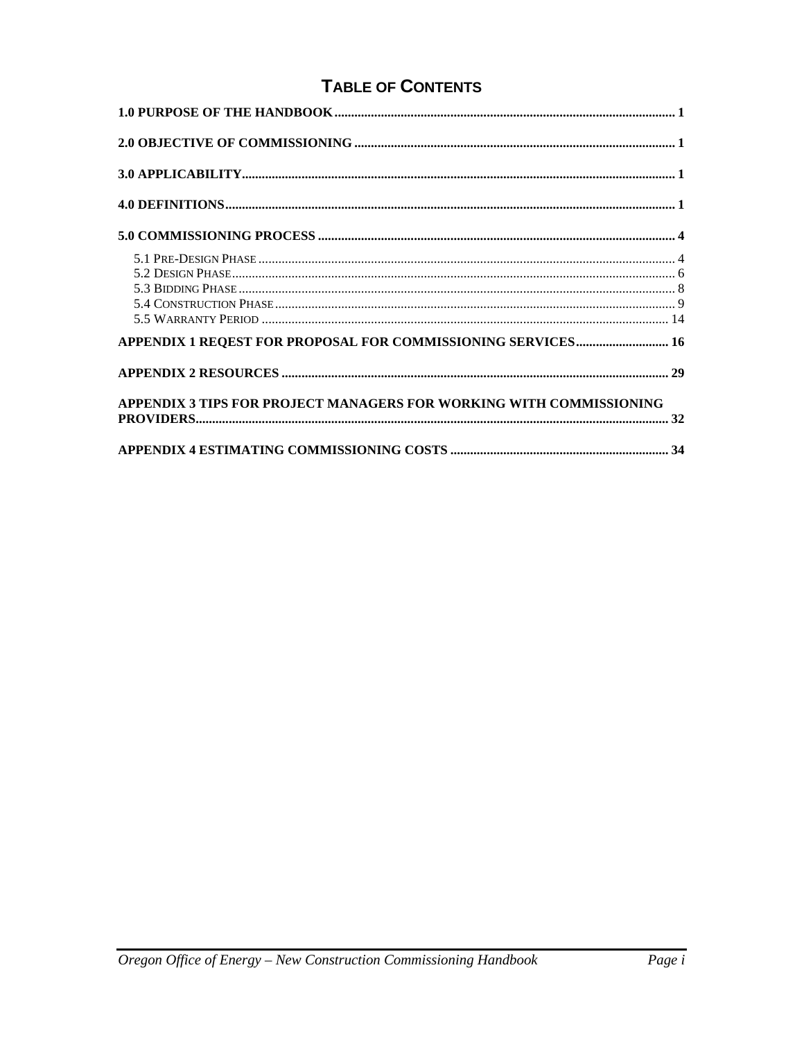# TABLE OF CONTENTS

**1.0 PURPOSE OF THE HANDBOOK** ...... 1

**2.0 OBJECTIVE OF COMMISSIONING** ...... 1

**3.0 APPLICABILITY** ...... 1

**4.0 DEFINITIONS** ...... 1

**5.0 COMMISSIONING PROCESS** ...... 4

- 5.1 PRE-DESIGN PHASE ...... 4
- 5.2 DESIGN PHASE ...... 6
- 5.3 BIDDING PHASE ...... 8
- 5.4 CONSTRUCTION PHASE ...... 9
- 5.5 WARRANTY PERIOD ...... 14

**APPENDIX 1 REQEST FOR PROPOSAL FOR COMMISSIONING SERVICES** ...... 16

**APPENDIX 2 RESOURCES** ...... 29

**APPENDIX 3 TIPS FOR PROJECT MANAGERS FOR WORKING WITH COMMISSIONING PROVIDERS** ...... 32

**APPENDIX 4 ESTIMATING COMMISSIONING COSTS** ...... 34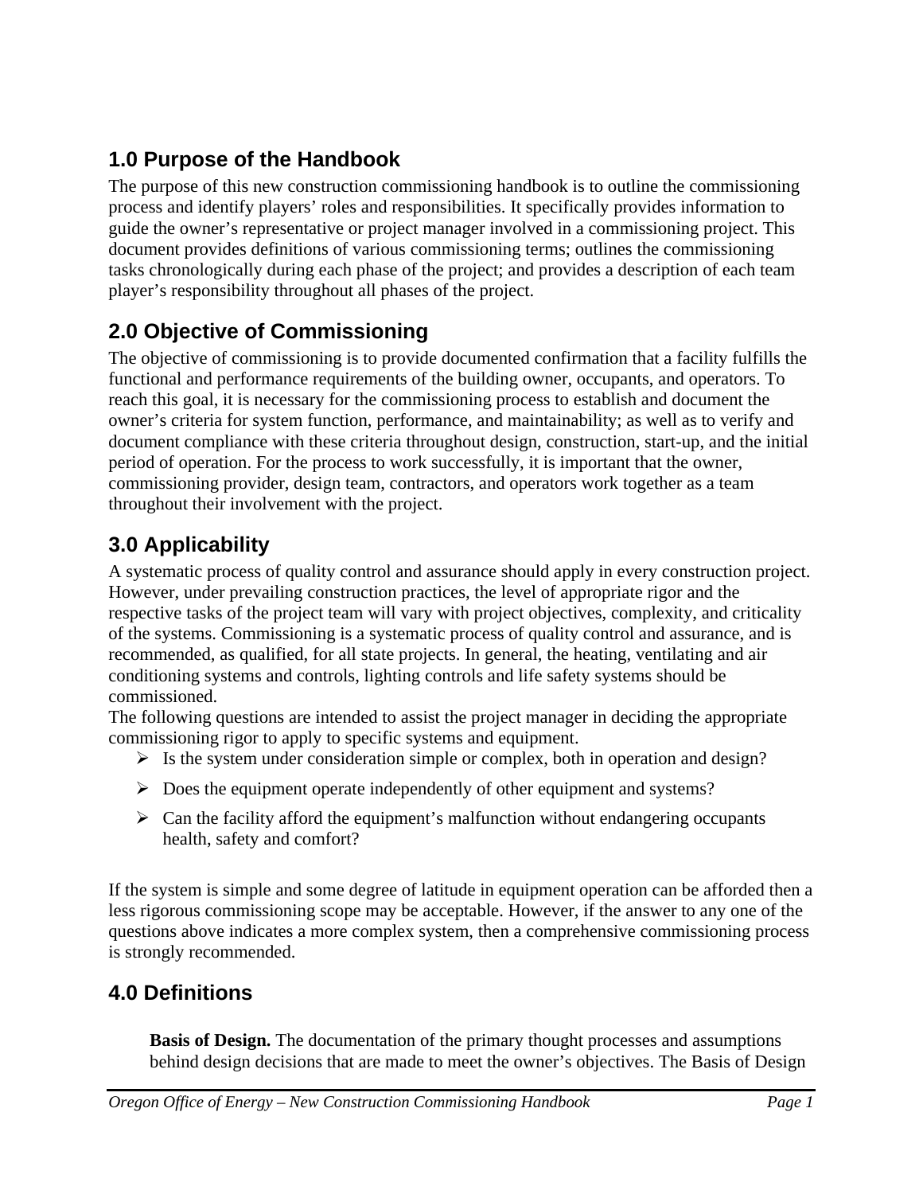## 1.0 Purpose of the Handbook

The purpose of this new construction commissioning handbook is to outline the commissioning process and identify players' roles and responsibilities. It specifically provides information to guide the owner's representative or project manager involved in a commissioning project. This document provides definitions of various commissioning terms; outlines the commissioning tasks chronologically during each phase of the project; and provides a description of each team player's responsibility throughout all phases of the project.

## 2.0 Objective of Commissioning

The objective of commissioning is to provide documented confirmation that a facility fulfills the functional and performance requirements of the building owner, occupants, and operators. To reach this goal, it is necessary for the commissioning process to establish and document the owner's criteria for system function, performance, and maintainability; as well as to verify and document compliance with these criteria throughout design, construction, start-up, and the initial period of operation. For the process to work successfully, it is important that the owner, commissioning provider, design team, contractors, and operators work together as a team throughout their involvement with the project.

## 3.0 Applicability

A systematic process of quality control and assurance should apply in every construction project. However, under prevailing construction practices, the level of appropriate rigor and the respective tasks of the project team will vary with project objectives, complexity, and criticality of the systems. Commissioning is a systematic process of quality control and assurance, and is recommended, as qualified, for all state projects. In general, the heating, ventilating and air conditioning systems and controls, lighting controls and life safety systems should be commissioned.

The following questions are intended to assist the project manager in deciding the appropriate commissioning rigor to apply to specific systems and equipment.

- Is the system under consideration simple or complex, both in operation and design?
- Does the equipment operate independently of other equipment and systems?
- Can the facility afford the equipment's malfunction without endangering occupants health, safety and comfort?

If the system is simple and some degree of latitude in equipment operation can be afforded then a less rigorous commissioning scope may be acceptable. However, if the answer to any one of the questions above indicates a more complex system, then a comprehensive commissioning process is strongly recommended.

## 4.0 Definitions

**Basis of Design.** The documentation of the primary thought processes and assumptions behind design decisions that are made to meet the owner's objectives. The Basis of Design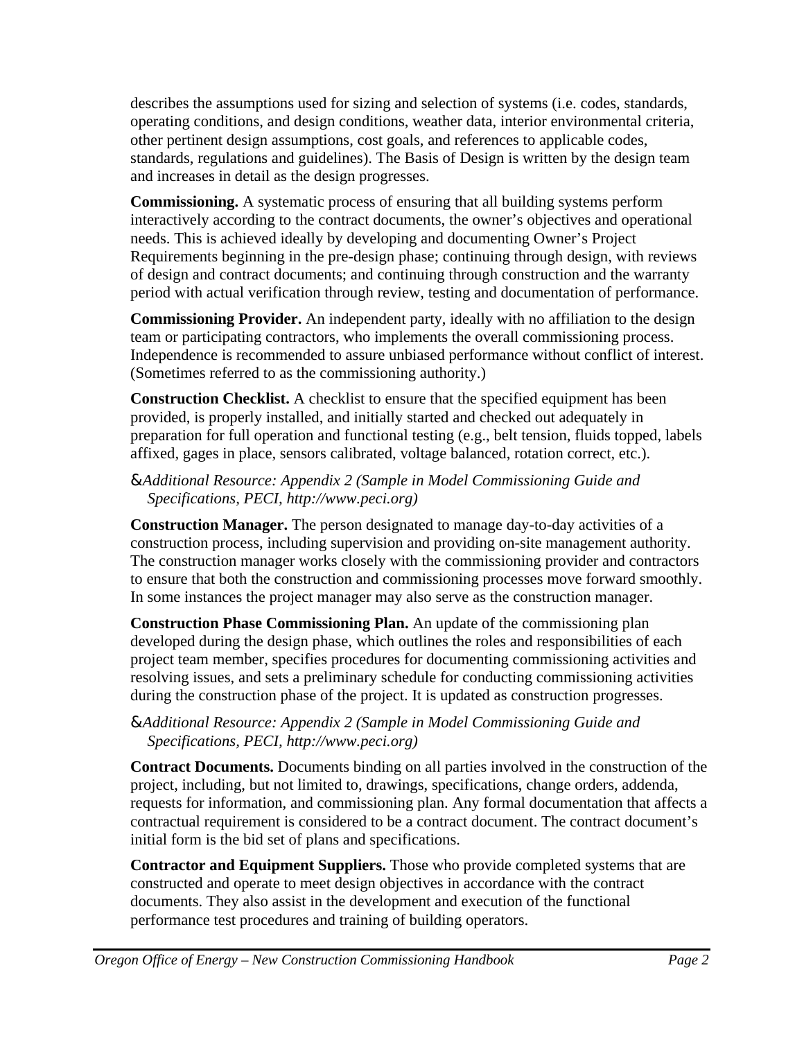describes the assumptions used for sizing and selection of systems (i.e. codes, standards, operating conditions, and design conditions, weather data, interior environmental criteria, other pertinent design assumptions, cost goals, and references to applicable codes, standards, regulations and guidelines). The Basis of Design is written by the design team and increases in detail as the design progresses.

**Commissioning.** A systematic process of ensuring that all building systems perform interactively according to the contract documents, the owner's objectives and operational needs. This is achieved ideally by developing and documenting Owner's Project Requirements beginning in the pre-design phase; continuing through design, with reviews of design and contract documents; and continuing through construction and the warranty period with actual verification through review, testing and documentation of performance.

**Commissioning Provider.** An independent party, ideally with no affiliation to the design team or participating contractors, who implements the overall commissioning process. Independence is recommended to assure unbiased performance without conflict of interest. (Sometimes referred to as the commissioning authority.)

**Construction Checklist.** A checklist to ensure that the specified equipment has been provided, is properly installed, and initially started and checked out adequately in preparation for full operation and functional testing (e.g., belt tension, fluids topped, labels affixed, gages in place, sensors calibrated, voltage balanced, rotation correct, etc.).

&*Additional Resource: Appendix 2 (Sample in Model Commissioning Guide and Specifications, PECI, http://www.peci.org)*

**Construction Manager.** The person designated to manage day-to-day activities of a construction process, including supervision and providing on-site management authority. The construction manager works closely with the commissioning provider and contractors to ensure that both the construction and commissioning processes move forward smoothly. In some instances the project manager may also serve as the construction manager.

**Construction Phase Commissioning Plan.** An update of the commissioning plan developed during the design phase, which outlines the roles and responsibilities of each project team member, specifies procedures for documenting commissioning activities and resolving issues, and sets a preliminary schedule for conducting commissioning activities during the construction phase of the project. It is updated as construction progresses.

&*Additional Resource: Appendix 2 (Sample in Model Commissioning Guide and Specifications, PECI, http://www.peci.org)*

**Contract Documents.** Documents binding on all parties involved in the construction of the project, including, but not limited to, drawings, specifications, change orders, addenda, requests for information, and commissioning plan. Any formal documentation that affects a contractual requirement is considered to be a contract document. The contract document's initial form is the bid set of plans and specifications.

**Contractor and Equipment Suppliers.** Those who provide completed systems that are constructed and operate to meet design objectives in accordance with the contract documents. They also assist in the development and execution of the functional performance test procedures and training of building operators.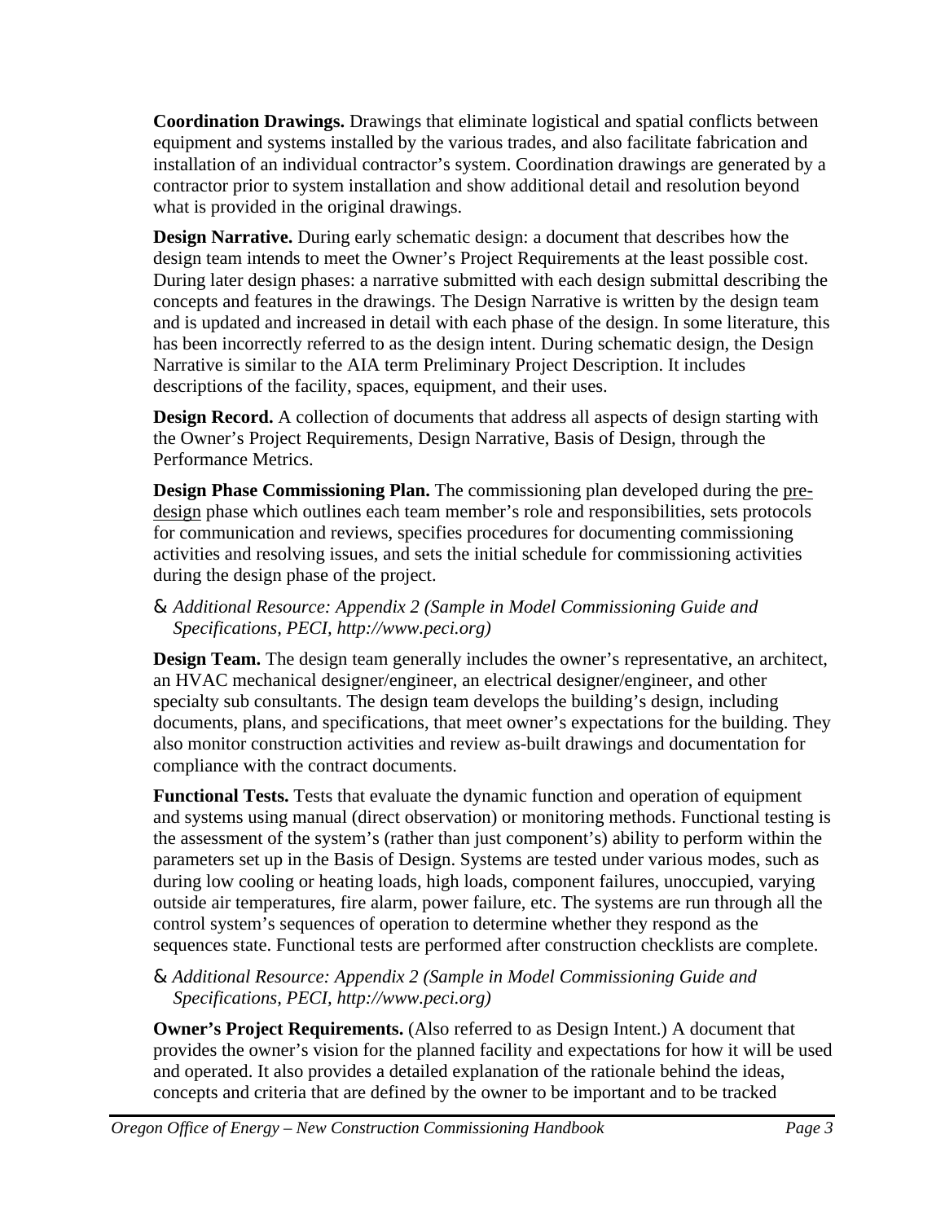**Coordination Drawings.** Drawings that eliminate logistical and spatial conflicts between equipment and systems installed by the various trades, and also facilitate fabrication and installation of an individual contractor's system. Coordination drawings are generated by a contractor prior to system installation and show additional detail and resolution beyond what is provided in the original drawings.

**Design Narrative.** During early schematic design: a document that describes how the design team intends to meet the Owner's Project Requirements at the least possible cost. During later design phases: a narrative submitted with each design submittal describing the concepts and features in the drawings. The Design Narrative is written by the design team and is updated and increased in detail with each phase of the design. In some literature, this has been incorrectly referred to as the design intent. During schematic design, the Design Narrative is similar to the AIA term Preliminary Project Description. It includes descriptions of the facility, spaces, equipment, and their uses.

**Design Record.** A collection of documents that address all aspects of design starting with the Owner's Project Requirements, Design Narrative, Basis of Design, through the Performance Metrics.

**Design Phase Commissioning Plan.** The commissioning plan developed during the pre-design phase which outlines each team member's role and responsibilities, sets protocols for communication and reviews, specifies procedures for documenting commissioning activities and resolving issues, and sets the initial schedule for commissioning activities during the design phase of the project.

& *Additional Resource: Appendix 2 (Sample in Model Commissioning Guide and Specifications, PECI, http://www.peci.org)*

**Design Team.** The design team generally includes the owner's representative, an architect, an HVAC mechanical designer/engineer, an electrical designer/engineer, and other specialty sub consultants. The design team develops the building's design, including documents, plans, and specifications, that meet owner's expectations for the building. They also monitor construction activities and review as-built drawings and documentation for compliance with the contract documents.

**Functional Tests.** Tests that evaluate the dynamic function and operation of equipment and systems using manual (direct observation) or monitoring methods. Functional testing is the assessment of the system's (rather than just component's) ability to perform within the parameters set up in the Basis of Design. Systems are tested under various modes, such as during low cooling or heating loads, high loads, component failures, unoccupied, varying outside air temperatures, fire alarm, power failure, etc. The systems are run through all the control system's sequences of operation to determine whether they respond as the sequences state. Functional tests are performed after construction checklists are complete.

& *Additional Resource: Appendix 2 (Sample in Model Commissioning Guide and Specifications, PECI, http://www.peci.org)*

**Owner's Project Requirements.** (Also referred to as Design Intent.) A document that provides the owner's vision for the planned facility and expectations for how it will be used and operated. It also provides a detailed explanation of the rationale behind the ideas, concepts and criteria that are defined by the owner to be important and to be tracked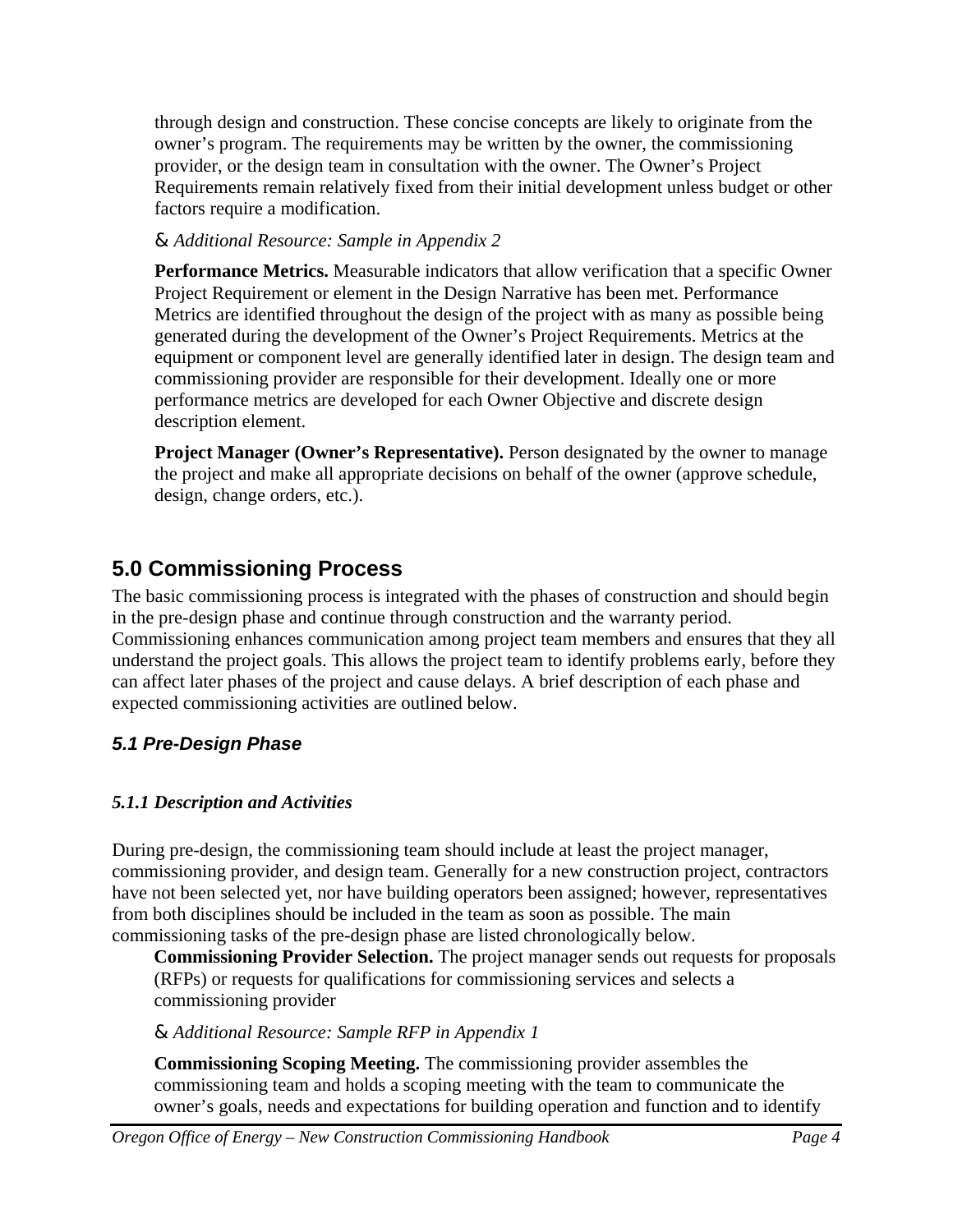through design and construction. These concise concepts are likely to originate from the owner's program. The requirements may be written by the owner, the commissioning provider, or the design team in consultation with the owner. The Owner's Project Requirements remain relatively fixed from their initial development unless budget or other factors require a modification.

& *Additional Resource: Sample in Appendix 2*

**Performance Metrics.** Measurable indicators that allow verification that a specific Owner Project Requirement or element in the Design Narrative has been met. Performance Metrics are identified throughout the design of the project with as many as possible being generated during the development of the Owner's Project Requirements. Metrics at the equipment or component level are generally identified later in design. The design team and commissioning provider are responsible for their development. Ideally one or more performance metrics are developed for each Owner Objective and discrete design description element.

**Project Manager (Owner's Representative).** Person designated by the owner to manage the project and make all appropriate decisions on behalf of the owner (approve schedule, design, change orders, etc.).

## 5.0 Commissioning Process

The basic commissioning process is integrated with the phases of construction and should begin in the pre-design phase and continue through construction and the warranty period. Commissioning enhances communication among project team members and ensures that they all understand the project goals. This allows the project team to identify problems early, before they can affect later phases of the project and cause delays. A brief description of each phase and expected commissioning activities are outlined below.

### *5.1 Pre-Design Phase*

#### *5.1.1 Description and Activities*

During pre-design, the commissioning team should include at least the project manager, commissioning provider, and design team. Generally for a new construction project, contractors have not been selected yet, nor have building operators been assigned; however, representatives from both disciplines should be included in the team as soon as possible. The main commissioning tasks of the pre-design phase are listed chronologically below.

**Commissioning Provider Selection.** The project manager sends out requests for proposals (RFPs) or requests for qualifications for commissioning services and selects a commissioning provider

& *Additional Resource: Sample RFP in Appendix 1*

**Commissioning Scoping Meeting.** The commissioning provider assembles the commissioning team and holds a scoping meeting with the team to communicate the owner's goals, needs and expectations for building operation and function and to identify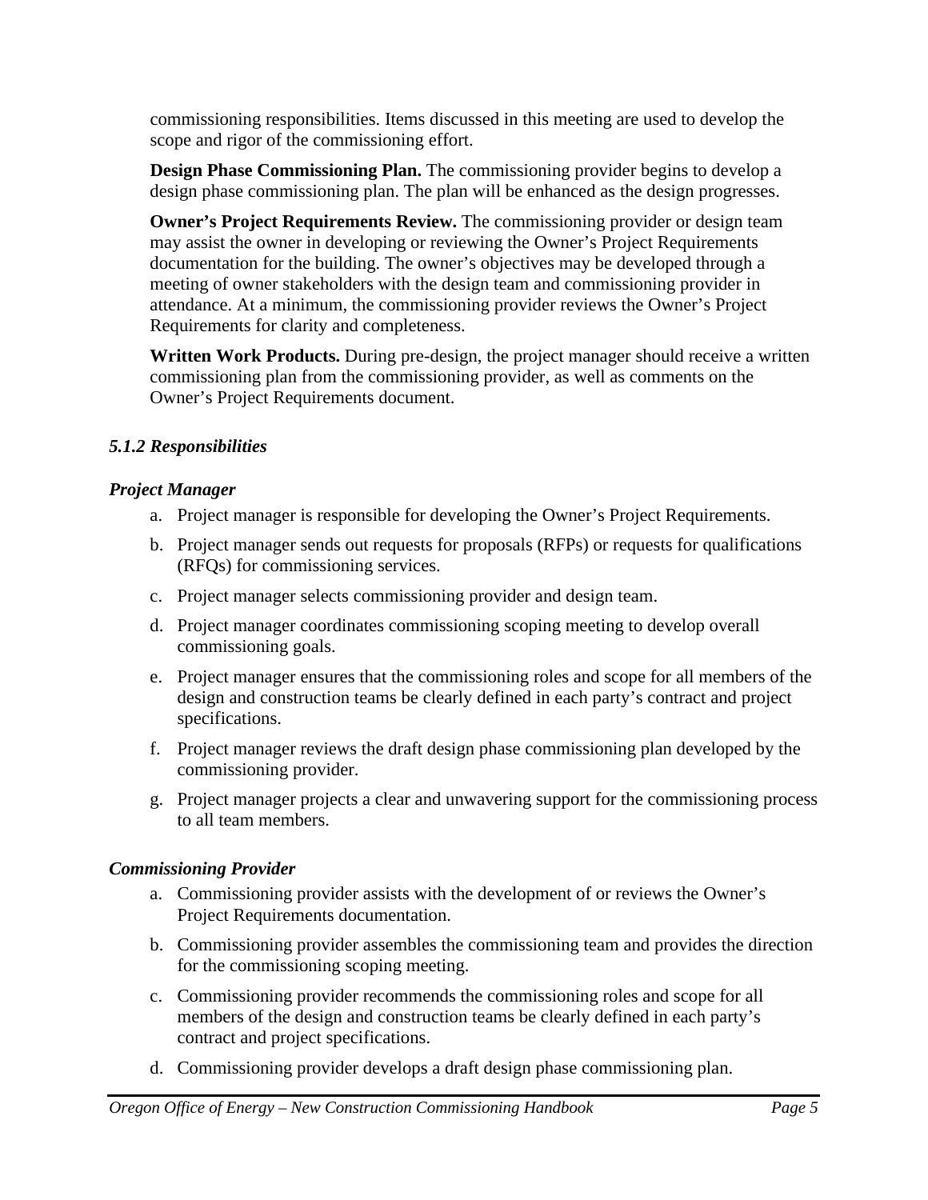commissioning responsibilities. Items discussed in this meeting are used to develop the scope and rigor of the commissioning effort.

**Design Phase Commissioning Plan.** The commissioning provider begins to develop a design phase commissioning plan. The plan will be enhanced as the design progresses.

**Owner's Project Requirements Review.** The commissioning provider or design team may assist the owner in developing or reviewing the Owner's Project Requirements documentation for the building. The owner's objectives may be developed through a meeting of owner stakeholders with the design team and commissioning provider in attendance. At a minimum, the commissioning provider reviews the Owner's Project Requirements for clarity and completeness.

**Written Work Products.** During pre-design, the project manager should receive a written commissioning plan from the commissioning provider, as well as comments on the Owner's Project Requirements document.

#### *5.1.2 Responsibilities*

***Project Manager***

a. Project manager is responsible for developing the Owner's Project Requirements.
b. Project manager sends out requests for proposals (RFPs) or requests for qualifications (RFQs) for commissioning services.
c. Project manager selects commissioning provider and design team.
d. Project manager coordinates commissioning scoping meeting to develop overall commissioning goals.
e. Project manager ensures that the commissioning roles and scope for all members of the design and construction teams be clearly defined in each party's contract and project specifications.
f. Project manager reviews the draft design phase commissioning plan developed by the commissioning provider.
g. Project manager projects a clear and unwavering support for the commissioning process to all team members.

***Commissioning Provider***

a. Commissioning provider assists with the development of or reviews the Owner's Project Requirements documentation.
b. Commissioning provider assembles the commissioning team and provides the direction for the commissioning scoping meeting.
c. Commissioning provider recommends the commissioning roles and scope for all members of the design and construction teams be clearly defined in each party's contract and project specifications.
d. Commissioning provider develops a draft design phase commissioning plan.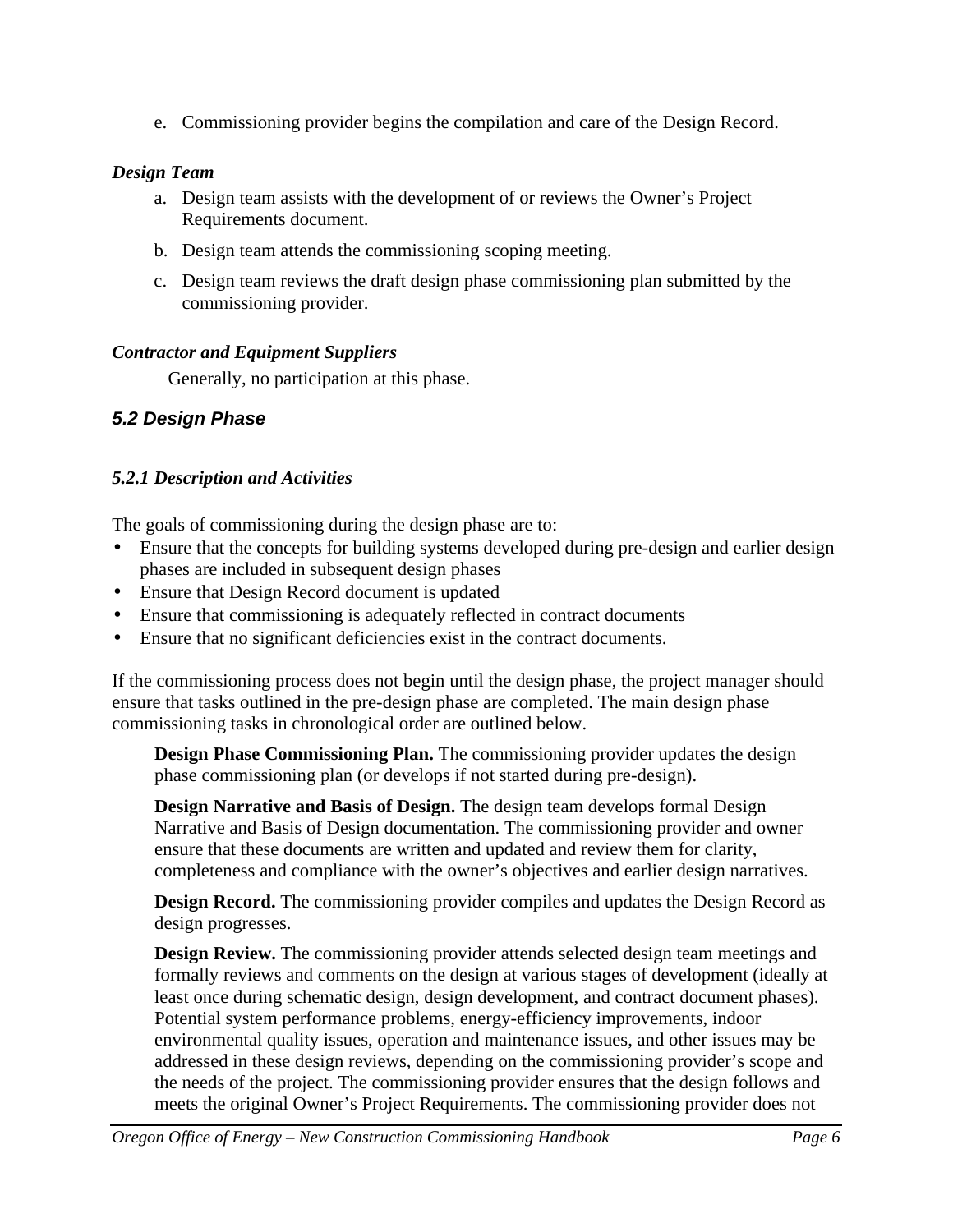e. Commissioning provider begins the compilation and care of the Design Record.

***Design Team***

a. Design team assists with the development of or reviews the Owner's Project Requirements document.

b. Design team attends the commissioning scoping meeting.

c. Design team reviews the draft design phase commissioning plan submitted by the commissioning provider.

***Contractor and Equipment Suppliers***

Generally, no participation at this phase.

### *5.2 Design Phase*

#### *5.2.1 Description and Activities*

The goals of commissioning during the design phase are to:

- Ensure that the concepts for building systems developed during pre-design and earlier design phases are included in subsequent design phases
- Ensure that Design Record document is updated
- Ensure that commissioning is adequately reflected in contract documents
- Ensure that no significant deficiencies exist in the contract documents.

If the commissioning process does not begin until the design phase, the project manager should ensure that tasks outlined in the pre-design phase are completed. The main design phase commissioning tasks in chronological order are outlined below.

**Design Phase Commissioning Plan.** The commissioning provider updates the design phase commissioning plan (or develops if not started during pre-design).

**Design Narrative and Basis of Design.** The design team develops formal Design Narrative and Basis of Design documentation. The commissioning provider and owner ensure that these documents are written and updated and review them for clarity, completeness and compliance with the owner's objectives and earlier design narratives.

**Design Record.** The commissioning provider compiles and updates the Design Record as design progresses.

**Design Review.** The commissioning provider attends selected design team meetings and formally reviews and comments on the design at various stages of development (ideally at least once during schematic design, design development, and contract document phases). Potential system performance problems, energy-efficiency improvements, indoor environmental quality issues, operation and maintenance issues, and other issues may be addressed in these design reviews, depending on the commissioning provider's scope and the needs of the project. The commissioning provider ensures that the design follows and meets the original Owner's Project Requirements. The commissioning provider does not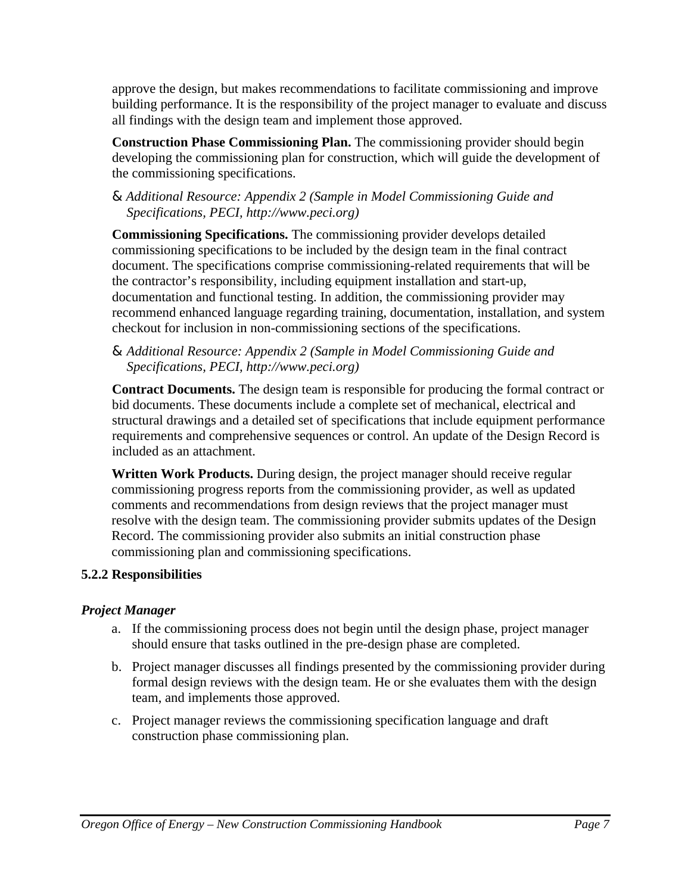approve the design, but makes recommendations to facilitate commissioning and improve building performance. It is the responsibility of the project manager to evaluate and discuss all findings with the design team and implement those approved.

**Construction Phase Commissioning Plan.** The commissioning provider should begin developing the commissioning plan for construction, which will guide the development of the commissioning specifications.

& *Additional Resource: Appendix 2 (Sample in Model Commissioning Guide and Specifications, PECI, http://www.peci.org)*

**Commissioning Specifications.** The commissioning provider develops detailed commissioning specifications to be included by the design team in the final contract document. The specifications comprise commissioning-related requirements that will be the contractor's responsibility, including equipment installation and start-up, documentation and functional testing. In addition, the commissioning provider may recommend enhanced language regarding training, documentation, installation, and system checkout for inclusion in non-commissioning sections of the specifications.

& *Additional Resource: Appendix 2 (Sample in Model Commissioning Guide and Specifications, PECI, http://www.peci.org)*

**Contract Documents.** The design team is responsible for producing the formal contract or bid documents. These documents include a complete set of mechanical, electrical and structural drawings and a detailed set of specifications that include equipment performance requirements and comprehensive sequences or control. An update of the Design Record is included as an attachment.

**Written Work Products.** During design, the project manager should receive regular commissioning progress reports from the commissioning provider, as well as updated comments and recommendations from design reviews that the project manager must resolve with the design team. The commissioning provider submits updates of the Design Record. The commissioning provider also submits an initial construction phase commissioning plan and commissioning specifications.

### 5.2.2 Responsibilities

***Project Manager***

a. If the commissioning process does not begin until the design phase, project manager should ensure that tasks outlined in the pre-design phase are completed.

b. Project manager discusses all findings presented by the commissioning provider during formal design reviews with the design team. He or she evaluates them with the design team, and implements those approved.

c. Project manager reviews the commissioning specification language and draft construction phase commissioning plan.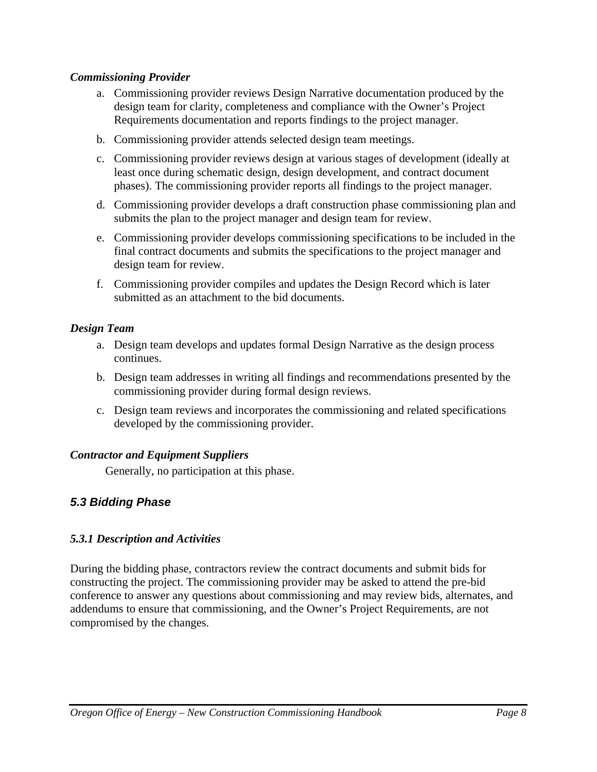*Commissioning Provider*

a. Commissioning provider reviews Design Narrative documentation produced by the design team for clarity, completeness and compliance with the Owner's Project Requirements documentation and reports findings to the project manager.

b. Commissioning provider attends selected design team meetings.

c. Commissioning provider reviews design at various stages of development (ideally at least once during schematic design, design development, and contract document phases). The commissioning provider reports all findings to the project manager.

d. Commissioning provider develops a draft construction phase commissioning plan and submits the plan to the project manager and design team for review.

e. Commissioning provider develops commissioning specifications to be included in the final contract documents and submits the specifications to the project manager and design team for review.

f. Commissioning provider compiles and updates the Design Record which is later submitted as an attachment to the bid documents.

*Design Team*

a. Design team develops and updates formal Design Narrative as the design process continues.

b. Design team addresses in writing all findings and recommendations presented by the commissioning provider during formal design reviews.

c. Design team reviews and incorporates the commissioning and related specifications developed by the commissioning provider.

*Contractor and Equipment Suppliers*

Generally, no participation at this phase.

## *5.3 Bidding Phase*

### *5.3.1 Description and Activities*

During the bidding phase, contractors review the contract documents and submit bids for constructing the project. The commissioning provider may be asked to attend the pre-bid conference to answer any questions about commissioning and may review bids, alternates, and addendums to ensure that commissioning, and the Owner's Project Requirements, are not compromised by the changes.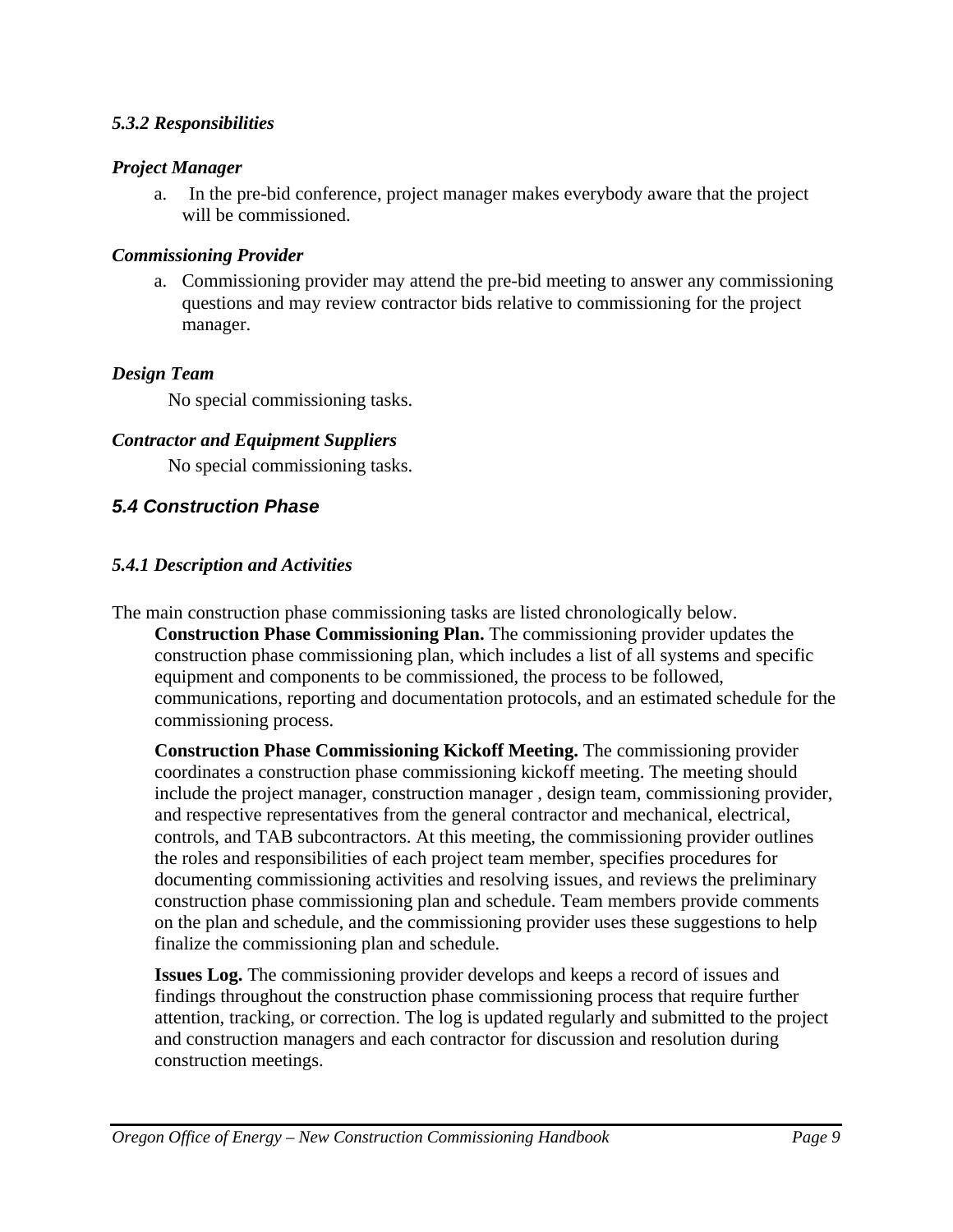#### *5.3.2 Responsibilities*

***Project Manager***

a. In the pre-bid conference, project manager makes everybody aware that the project will be commissioned.

***Commissioning Provider***

a. Commissioning provider may attend the pre-bid meeting to answer any commissioning questions and may review contractor bids relative to commissioning for the project manager.

***Design Team***

No special commissioning tasks.

***Contractor and Equipment Suppliers***

No special commissioning tasks.

### *5.4 Construction Phase*

#### *5.4.1 Description and Activities*

The main construction phase commissioning tasks are listed chronologically below.

**Construction Phase Commissioning Plan.** The commissioning provider updates the construction phase commissioning plan, which includes a list of all systems and specific equipment and components to be commissioned, the process to be followed, communications, reporting and documentation protocols, and an estimated schedule for the commissioning process.

**Construction Phase Commissioning Kickoff Meeting.** The commissioning provider coordinates a construction phase commissioning kickoff meeting. The meeting should include the project manager, construction manager , design team, commissioning provider, and respective representatives from the general contractor and mechanical, electrical, controls, and TAB subcontractors. At this meeting, the commissioning provider outlines the roles and responsibilities of each project team member, specifies procedures for documenting commissioning activities and resolving issues, and reviews the preliminary construction phase commissioning plan and schedule. Team members provide comments on the plan and schedule, and the commissioning provider uses these suggestions to help finalize the commissioning plan and schedule.

**Issues Log.** The commissioning provider develops and keeps a record of issues and findings throughout the construction phase commissioning process that require further attention, tracking, or correction. The log is updated regularly and submitted to the project and construction managers and each contractor for discussion and resolution during construction meetings.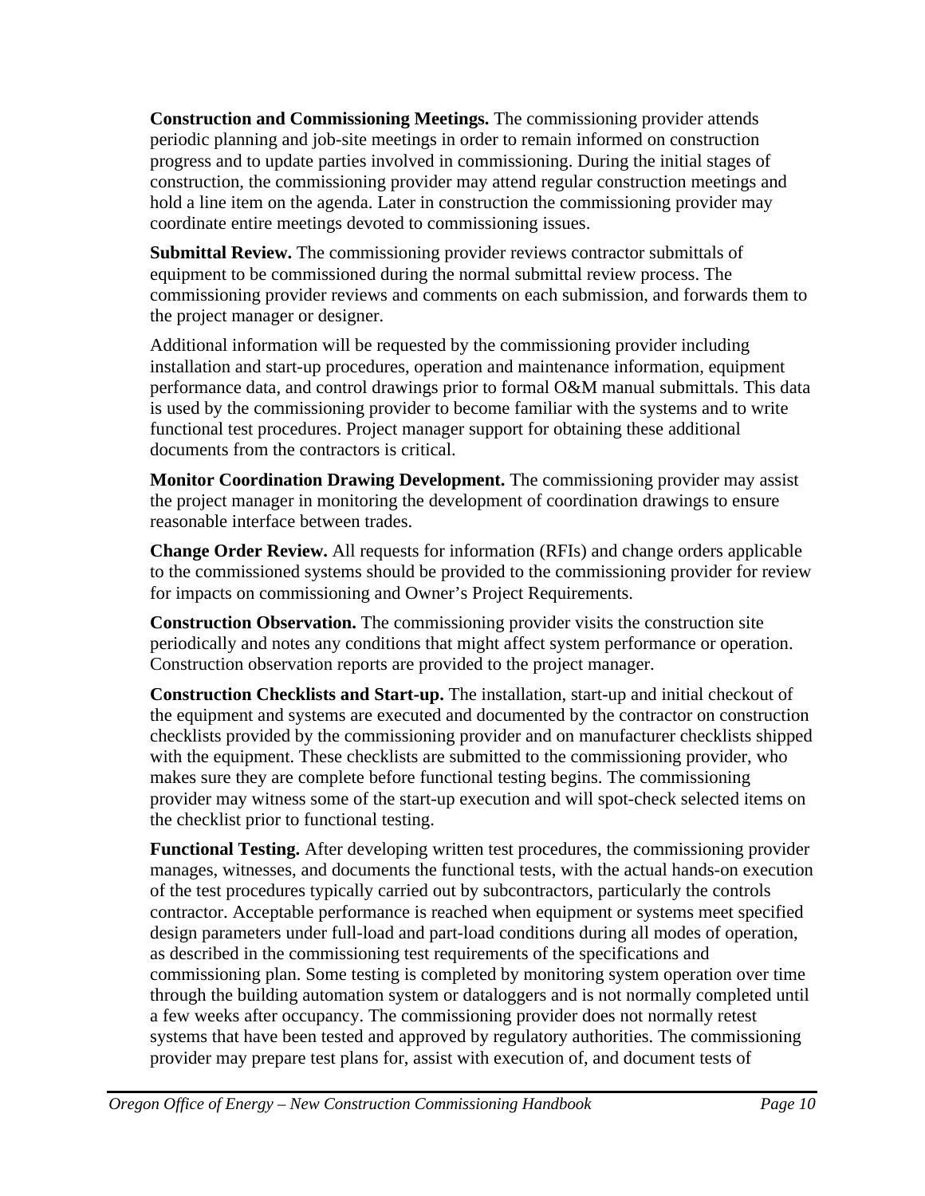**Construction and Commissioning Meetings.** The commissioning provider attends periodic planning and job-site meetings in order to remain informed on construction progress and to update parties involved in commissioning. During the initial stages of construction, the commissioning provider may attend regular construction meetings and hold a line item on the agenda. Later in construction the commissioning provider may coordinate entire meetings devoted to commissioning issues.

**Submittal Review.** The commissioning provider reviews contractor submittals of equipment to be commissioned during the normal submittal review process. The commissioning provider reviews and comments on each submission, and forwards them to the project manager or designer.

Additional information will be requested by the commissioning provider including installation and start-up procedures, operation and maintenance information, equipment performance data, and control drawings prior to formal O&M manual submittals. This data is used by the commissioning provider to become familiar with the systems and to write functional test procedures. Project manager support for obtaining these additional documents from the contractors is critical.

**Monitor Coordination Drawing Development.** The commissioning provider may assist the project manager in monitoring the development of coordination drawings to ensure reasonable interface between trades.

**Change Order Review.** All requests for information (RFIs) and change orders applicable to the commissioned systems should be provided to the commissioning provider for review for impacts on commissioning and Owner's Project Requirements.

**Construction Observation.** The commissioning provider visits the construction site periodically and notes any conditions that might affect system performance or operation. Construction observation reports are provided to the project manager.

**Construction Checklists and Start-up.** The installation, start-up and initial checkout of the equipment and systems are executed and documented by the contractor on construction checklists provided by the commissioning provider and on manufacturer checklists shipped with the equipment. These checklists are submitted to the commissioning provider, who makes sure they are complete before functional testing begins. The commissioning provider may witness some of the start-up execution and will spot-check selected items on the checklist prior to functional testing.

**Functional Testing.** After developing written test procedures, the commissioning provider manages, witnesses, and documents the functional tests, with the actual hands-on execution of the test procedures typically carried out by subcontractors, particularly the controls contractor. Acceptable performance is reached when equipment or systems meet specified design parameters under full-load and part-load conditions during all modes of operation, as described in the commissioning test requirements of the specifications and commissioning plan. Some testing is completed by monitoring system operation over time through the building automation system or dataloggers and is not normally completed until a few weeks after occupancy. The commissioning provider does not normally retest systems that have been tested and approved by regulatory authorities. The commissioning provider may prepare test plans for, assist with execution of, and document tests of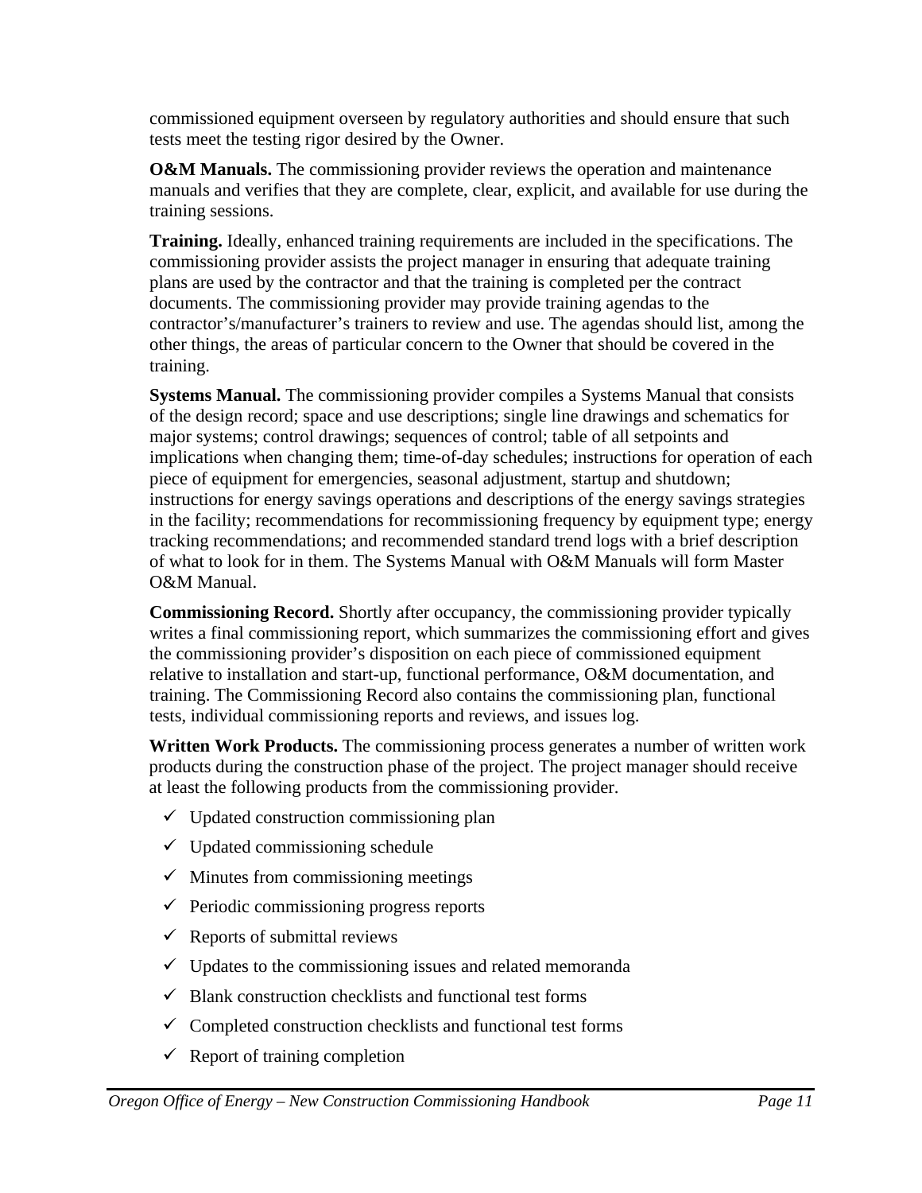commissioned equipment overseen by regulatory authorities and should ensure that such tests meet the testing rigor desired by the Owner.

**O&M Manuals.** The commissioning provider reviews the operation and maintenance manuals and verifies that they are complete, clear, explicit, and available for use during the training sessions.

**Training.** Ideally, enhanced training requirements are included in the specifications. The commissioning provider assists the project manager in ensuring that adequate training plans are used by the contractor and that the training is completed per the contract documents. The commissioning provider may provide training agendas to the contractor's/manufacturer's trainers to review and use. The agendas should list, among the other things, the areas of particular concern to the Owner that should be covered in the training.

**Systems Manual.** The commissioning provider compiles a Systems Manual that consists of the design record; space and use descriptions; single line drawings and schematics for major systems; control drawings; sequences of control; table of all setpoints and implications when changing them; time-of-day schedules; instructions for operation of each piece of equipment for emergencies, seasonal adjustment, startup and shutdown; instructions for energy savings operations and descriptions of the energy savings strategies in the facility; recommendations for recommissioning frequency by equipment type; energy tracking recommendations; and recommended standard trend logs with a brief description of what to look for in them. The Systems Manual with O&M Manuals will form Master O&M Manual.

**Commissioning Record.** Shortly after occupancy, the commissioning provider typically writes a final commissioning report, which summarizes the commissioning effort and gives the commissioning provider's disposition on each piece of commissioned equipment relative to installation and start-up, functional performance, O&M documentation, and training. The Commissioning Record also contains the commissioning plan, functional tests, individual commissioning reports and reviews, and issues log.

**Written Work Products.** The commissioning process generates a number of written work products during the construction phase of the project. The project manager should receive at least the following products from the commissioning provider.

- ✓ Updated construction commissioning plan
- ✓ Updated commissioning schedule
- ✓ Minutes from commissioning meetings
- ✓ Periodic commissioning progress reports
- ✓ Reports of submittal reviews
- ✓ Updates to the commissioning issues and related memoranda
- ✓ Blank construction checklists and functional test forms
- ✓ Completed construction checklists and functional test forms
- ✓ Report of training completion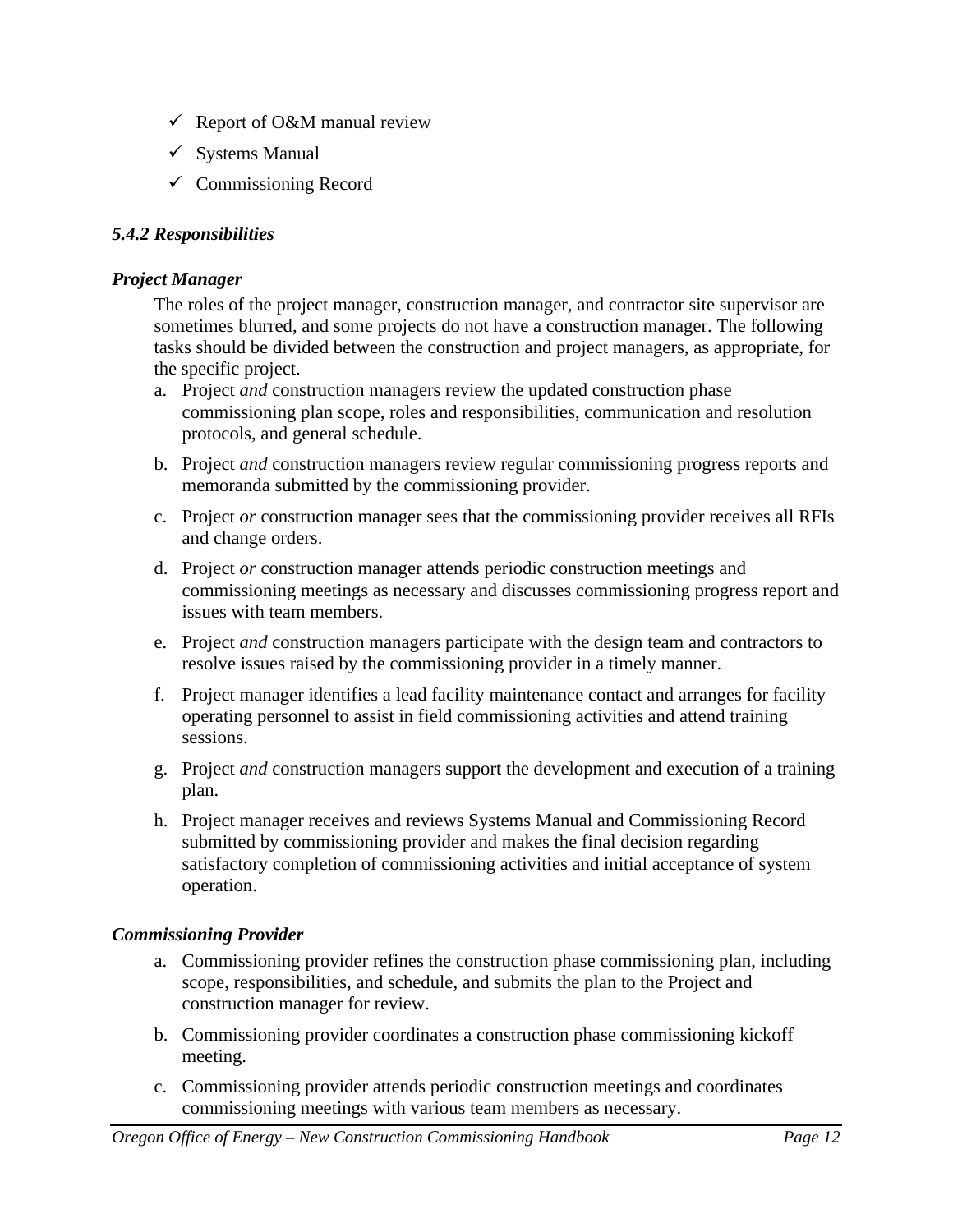- ✓ Report of O&M manual review
- ✓ Systems Manual
- ✓ Commissioning Record

#### *5.4.2 Responsibilities*

***Project Manager***

The roles of the project manager, construction manager, and contractor site supervisor are sometimes blurred, and some projects do not have a construction manager. The following tasks should be divided between the construction and project managers, as appropriate, for the specific project.

a. Project *and* construction managers review the updated construction phase commissioning plan scope, roles and responsibilities, communication and resolution protocols, and general schedule.

b. Project *and* construction managers review regular commissioning progress reports and memoranda submitted by the commissioning provider.

c. Project *or* construction manager sees that the commissioning provider receives all RFIs and change orders.

d. Project *or* construction manager attends periodic construction meetings and commissioning meetings as necessary and discusses commissioning progress report and issues with team members.

e. Project *and* construction managers participate with the design team and contractors to resolve issues raised by the commissioning provider in a timely manner.

f. Project manager identifies a lead facility maintenance contact and arranges for facility operating personnel to assist in field commissioning activities and attend training sessions.

g. Project *and* construction managers support the development and execution of a training plan.

h. Project manager receives and reviews Systems Manual and Commissioning Record submitted by commissioning provider and makes the final decision regarding satisfactory completion of commissioning activities and initial acceptance of system operation.

***Commissioning Provider***

a. Commissioning provider refines the construction phase commissioning plan, including scope, responsibilities, and schedule, and submits the plan to the Project and construction manager for review.

b. Commissioning provider coordinates a construction phase commissioning kickoff meeting.

c. Commissioning provider attends periodic construction meetings and coordinates commissioning meetings with various team members as necessary.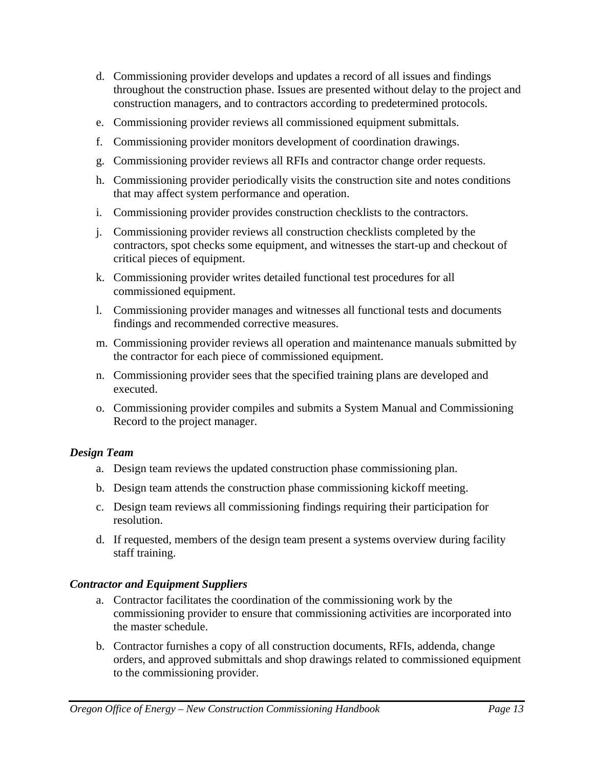d. Commissioning provider develops and updates a record of all issues and findings throughout the construction phase. Issues are presented without delay to the project and construction managers, and to contractors according to predetermined protocols.

e. Commissioning provider reviews all commissioned equipment submittals.

f. Commissioning provider monitors development of coordination drawings.

g. Commissioning provider reviews all RFIs and contractor change order requests.

h. Commissioning provider periodically visits the construction site and notes conditions that may affect system performance and operation.

i. Commissioning provider provides construction checklists to the contractors.

j. Commissioning provider reviews all construction checklists completed by the contractors, spot checks some equipment, and witnesses the start-up and checkout of critical pieces of equipment.

k. Commissioning provider writes detailed functional test procedures for all commissioned equipment.

l. Commissioning provider manages and witnesses all functional tests and documents findings and recommended corrective measures.

m. Commissioning provider reviews all operation and maintenance manuals submitted by the contractor for each piece of commissioned equipment.

n. Commissioning provider sees that the specified training plans are developed and executed.

o. Commissioning provider compiles and submits a System Manual and Commissioning Record to the project manager.

***Design Team***

a. Design team reviews the updated construction phase commissioning plan.

b. Design team attends the construction phase commissioning kickoff meeting.

c. Design team reviews all commissioning findings requiring their participation for resolution.

d. If requested, members of the design team present a systems overview during facility staff training.

***Contractor and Equipment Suppliers***

a. Contractor facilitates the coordination of the commissioning work by the commissioning provider to ensure that commissioning activities are incorporated into the master schedule.

b. Contractor furnishes a copy of all construction documents, RFIs, addenda, change orders, and approved submittals and shop drawings related to commissioned equipment to the commissioning provider.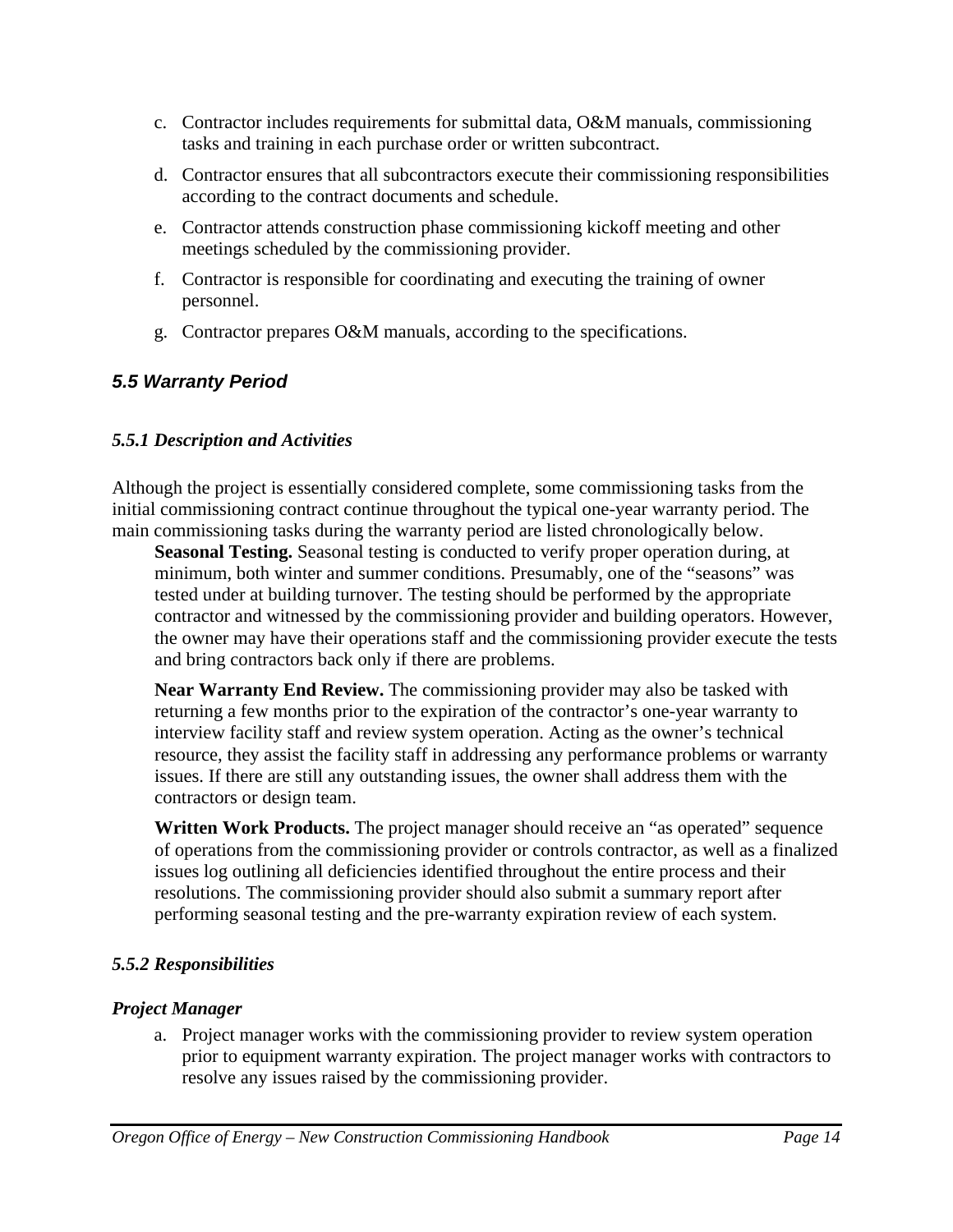c. Contractor includes requirements for submittal data, O&M manuals, commissioning tasks and training in each purchase order or written subcontract.

d. Contractor ensures that all subcontractors execute their commissioning responsibilities according to the contract documents and schedule.

e. Contractor attends construction phase commissioning kickoff meeting and other meetings scheduled by the commissioning provider.

f. Contractor is responsible for coordinating and executing the training of owner personnel.

g. Contractor prepares O&M manuals, according to the specifications.

## 5.5 Warranty Period

### 5.5.1 Description and Activities

Although the project is essentially considered complete, some commissioning tasks from the initial commissioning contract continue throughout the typical one-year warranty period. The main commissioning tasks during the warranty period are listed chronologically below.

**Seasonal Testing.** Seasonal testing is conducted to verify proper operation during, at minimum, both winter and summer conditions. Presumably, one of the "seasons" was tested under at building turnover. The testing should be performed by the appropriate contractor and witnessed by the commissioning provider and building operators. However, the owner may have their operations staff and the commissioning provider execute the tests and bring contractors back only if there are problems.

**Near Warranty End Review.** The commissioning provider may also be tasked with returning a few months prior to the expiration of the contractor's one-year warranty to interview facility staff and review system operation. Acting as the owner's technical resource, they assist the facility staff in addressing any performance problems or warranty issues. If there are still any outstanding issues, the owner shall address them with the contractors or design team.

**Written Work Products.** The project manager should receive an "as operated" sequence of operations from the commissioning provider or controls contractor, as well as a finalized issues log outlining all deficiencies identified throughout the entire process and their resolutions. The commissioning provider should also submit a summary report after performing seasonal testing and the pre-warranty expiration review of each system.

### 5.5.2 Responsibilities

#### *Project Manager*

a. Project manager works with the commissioning provider to review system operation prior to equipment warranty expiration. The project manager works with contractors to resolve any issues raised by the commissioning provider.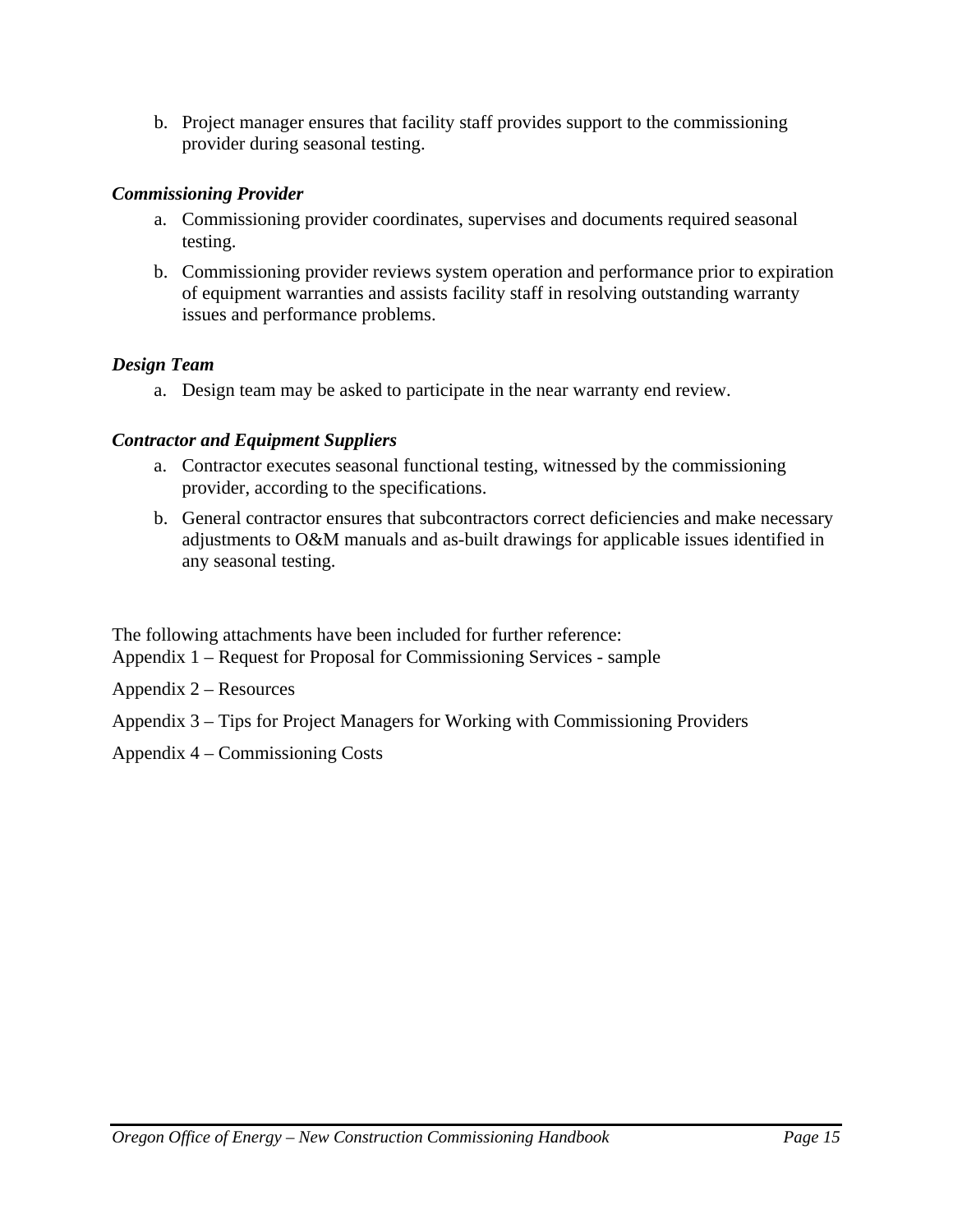b. Project manager ensures that facility staff provides support to the commissioning provider during seasonal testing.

***Commissioning Provider***

a. Commissioning provider coordinates, supervises and documents required seasonal testing.

b. Commissioning provider reviews system operation and performance prior to expiration of equipment warranties and assists facility staff in resolving outstanding warranty issues and performance problems.

***Design Team***

a. Design team may be asked to participate in the near warranty end review.

***Contractor and Equipment Suppliers***

a. Contractor executes seasonal functional testing, witnessed by the commissioning provider, according to the specifications.

b. General contractor ensures that subcontractors correct deficiencies and make necessary adjustments to O&M manuals and as-built drawings for applicable issues identified in any seasonal testing.

The following attachments have been included for further reference:
Appendix 1 – Request for Proposal for Commissioning Services - sample

Appendix 2 – Resources

Appendix 3 – Tips for Project Managers for Working with Commissioning Providers

Appendix 4 – Commissioning Costs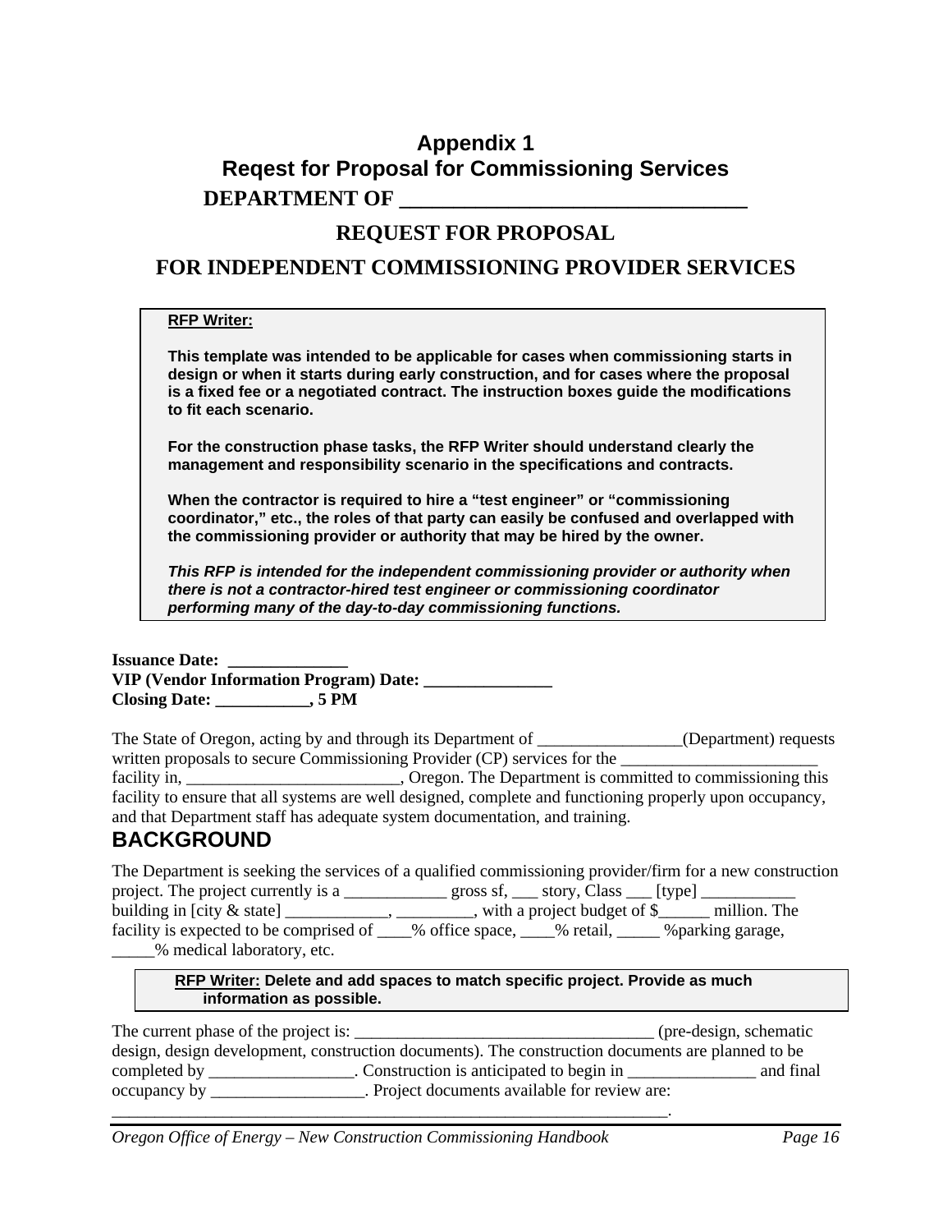# Appendix 1
## Reqest for Proposal for Commissioning Services

**DEPARTMENT OF ________________________________**

**REQUEST FOR PROPOSAL**

**FOR INDEPENDENT COMMISSIONING PROVIDER SERVICES**

> **RFP Writer:**
>
> **This template was intended to be applicable for cases when commissioning starts in design or when it starts during early construction, and for cases where the proposal is a fixed fee or a negotiated contract. The instruction boxes guide the modifications to fit each scenario.**
>
> **For the construction phase tasks, the RFP Writer should understand clearly the management and responsibility scenario in the specifications and contracts.**
>
> **When the contractor is required to hire a "test engineer" or "commissioning coordinator," etc., the roles of that party can easily be confused and overlapped with the commissioning provider or authority that may be hired by the owner.**
>
> ***This RFP is intended for the independent commissioning provider or authority when there is not a contractor-hired test engineer or commissioning coordinator performing many of the day-to-day commissioning functions.***

**Issuance Date: ______________**
**VIP (Vendor Information Program) Date: _______________**
**Closing Date: ___________, 5 PM**

The State of Oregon, acting by and through its Department of _________________(Department) requests written proposals to secure Commissioning Provider (CP) services for the _______________________ facility in, _________________________, Oregon. The Department is committed to commissioning this facility to ensure that all systems are well designed, complete and functioning properly upon occupancy, and that Department staff has adequate system documentation, and training.

## BACKGROUND

The Department is seeking the services of a qualified commissioning provider/firm for a new construction project. The project currently is a ____________ gross sf, ___ story, Class ___ [type] ___________ building in [city & state] ____________, _________, with a project budget of $______ million. The facility is expected to be comprised of ____% office space, ____% retail, _____ %parking garage, _____% medical laboratory, etc.

> **RFP Writer:** **Delete and add spaces to match specific project. Provide as much information as possible.**

The current phase of the project is: ___________________________________ (pre-design, schematic design, design development, construction documents). The construction documents are planned to be completed by _________________. Construction is anticipated to begin in _______________ and final occupancy by __________________. Project documents available for review are: _________________________________________________________________.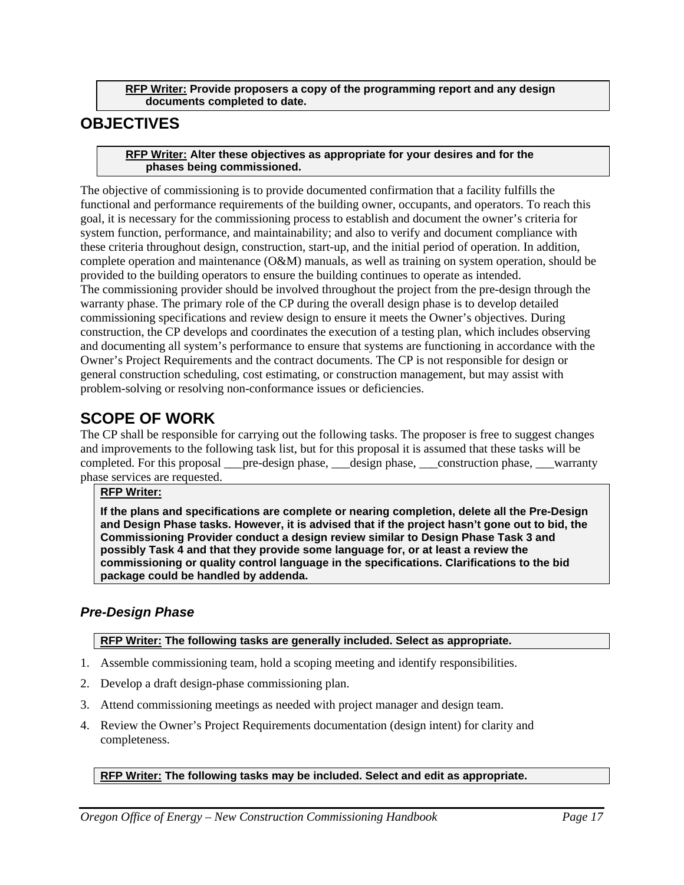> **RFP Writer:** **Provide proposers a copy of the programming report and any design documents completed to date.**

## OBJECTIVES

> **RFP Writer:** **Alter these objectives as appropriate for your desires and for the phases being commissioned.**

The objective of commissioning is to provide documented confirmation that a facility fulfills the functional and performance requirements of the building owner, occupants, and operators. To reach this goal, it is necessary for the commissioning process to establish and document the owner's criteria for system function, performance, and maintainability; and also to verify and document compliance with these criteria throughout design, construction, start-up, and the initial period of operation. In addition, complete operation and maintenance (O&M) manuals, as well as training on system operation, should be provided to the building operators to ensure the building continues to operate as intended.
The commissioning provider should be involved throughout the project from the pre-design through the warranty phase. The primary role of the CP during the overall design phase is to develop detailed commissioning specifications and review design to ensure it meets the Owner's objectives. During construction, the CP develops and coordinates the execution of a testing plan, which includes observing and documenting all system's performance to ensure that systems are functioning in accordance with the Owner's Project Requirements and the contract documents. The CP is not responsible for design or general construction scheduling, cost estimating, or construction management, but may assist with problem-solving or resolving non-conformance issues or deficiencies.

## SCOPE OF WORK

The CP shall be responsible for carrying out the following tasks. The proposer is free to suggest changes and improvements to the following task list, but for this proposal it is assumed that these tasks will be completed. For this proposal ___pre-design phase, ___design phase, ___construction phase, ___warranty phase services are requested.

> **RFP Writer:**
>
> **If the plans and specifications are complete or nearing completion, delete all the Pre-Design and Design Phase tasks. However, it is advised that if the project hasn't gone out to bid, the Commissioning Provider conduct a design review similar to Design Phase Task 3 and possibly Task 4 and that they provide some language for, or at least a review the commissioning or quality control language in the specifications. Clarifications to the bid package could be handled by addenda.**

### *Pre-Design Phase*

> **RFP Writer:** **The following tasks are generally included. Select as appropriate.**

1. Assemble commissioning team, hold a scoping meeting and identify responsibilities.
2. Develop a draft design-phase commissioning plan.
3. Attend commissioning meetings as needed with project manager and design team.
4. Review the Owner's Project Requirements documentation (design intent) for clarity and completeness.

> **RFP Writer:** **The following tasks may be included. Select and edit as appropriate.**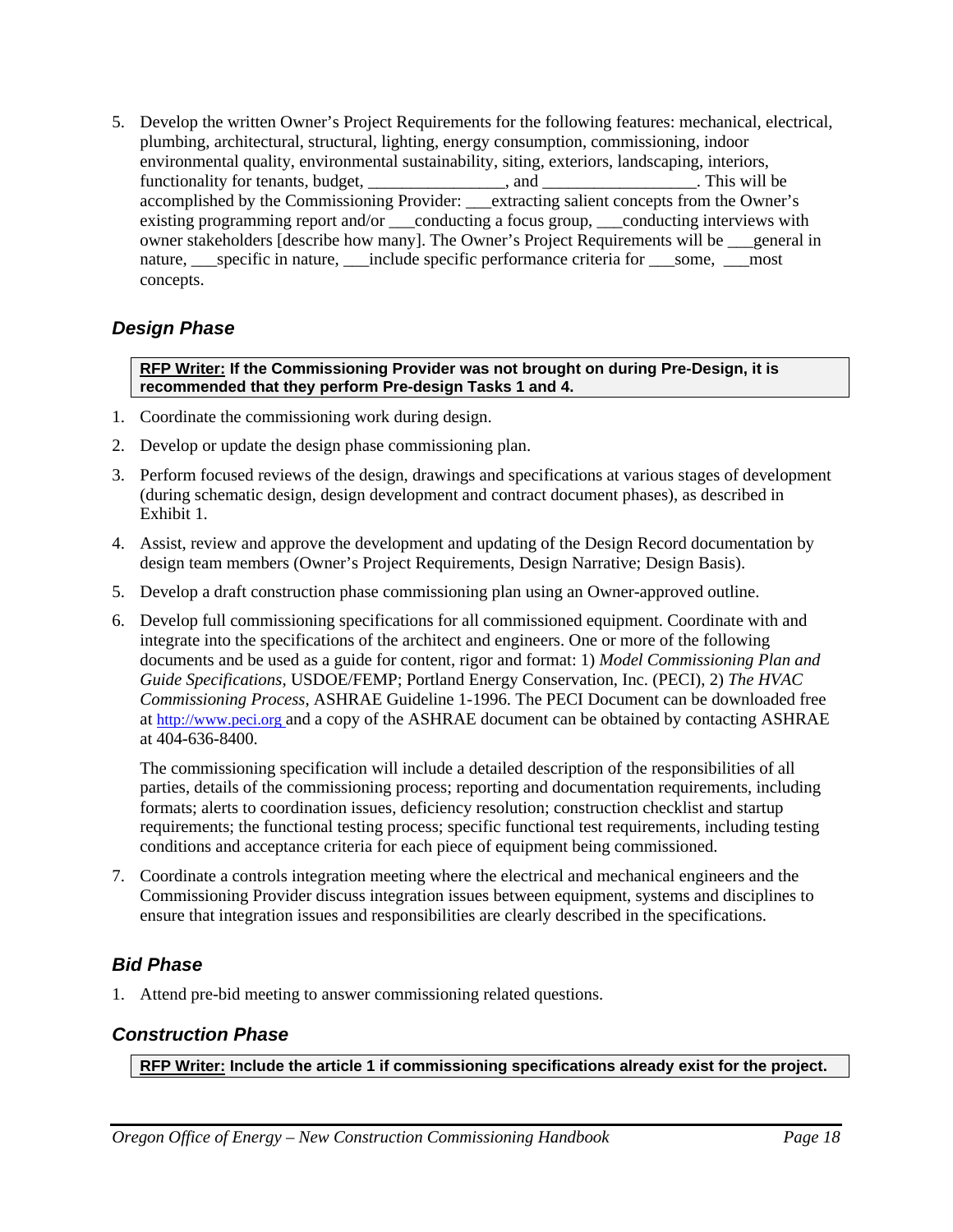5. Develop the written Owner's Project Requirements for the following features: mechanical, electrical, plumbing, architectural, structural, lighting, energy consumption, commissioning, indoor environmental quality, environmental sustainability, siting, exteriors, landscaping, interiors, functionality for tenants, budget, ________________, and _________________. This will be accomplished by the Commissioning Provider: ___extracting salient concepts from the Owner's existing programming report and/or ___conducting a focus group, ___conducting interviews with owner stakeholders [describe how many]. The Owner's Project Requirements will be ___general in nature, ___specific in nature, ___include specific performance criteria for ___some, ___most concepts.

### *Design Phase*

> **RFP Writer: If the Commissioning Provider was not brought on during Pre-Design, it is recommended that they perform Pre-design Tasks 1 and 4.**

1. Coordinate the commissioning work during design.
2. Develop or update the design phase commissioning plan.
3. Perform focused reviews of the design, drawings and specifications at various stages of development (during schematic design, design development and contract document phases), as described in Exhibit 1.
4. Assist, review and approve the development and updating of the Design Record documentation by design team members (Owner's Project Requirements, Design Narrative; Design Basis).
5. Develop a draft construction phase commissioning plan using an Owner-approved outline.
6. Develop full commissioning specifications for all commissioned equipment. Coordinate with and integrate into the specifications of the architect and engineers. One or more of the following documents and be used as a guide for content, rigor and format: 1) *Model Commissioning Plan and Guide Specifications*, USDOE/FEMP; Portland Energy Conservation, Inc. (PECI), 2) *The HVAC Commissioning Process*, ASHRAE Guideline 1-1996. The PECI Document can be downloaded free at http://www.peci.org and a copy of the ASHRAE document can be obtained by contacting ASHRAE at 404-636-8400.

   The commissioning specification will include a detailed description of the responsibilities of all parties, details of the commissioning process; reporting and documentation requirements, including formats; alerts to coordination issues, deficiency resolution; construction checklist and startup requirements; the functional testing process; specific functional test requirements, including testing conditions and acceptance criteria for each piece of equipment being commissioned.

7. Coordinate a controls integration meeting where the electrical and mechanical engineers and the Commissioning Provider discuss integration issues between equipment, systems and disciplines to ensure that integration issues and responsibilities are clearly described in the specifications.

### *Bid Phase*

1. Attend pre-bid meeting to answer commissioning related questions.

### *Construction Phase*

> **RFP Writer: Include the article 1 if commissioning specifications already exist for the project.**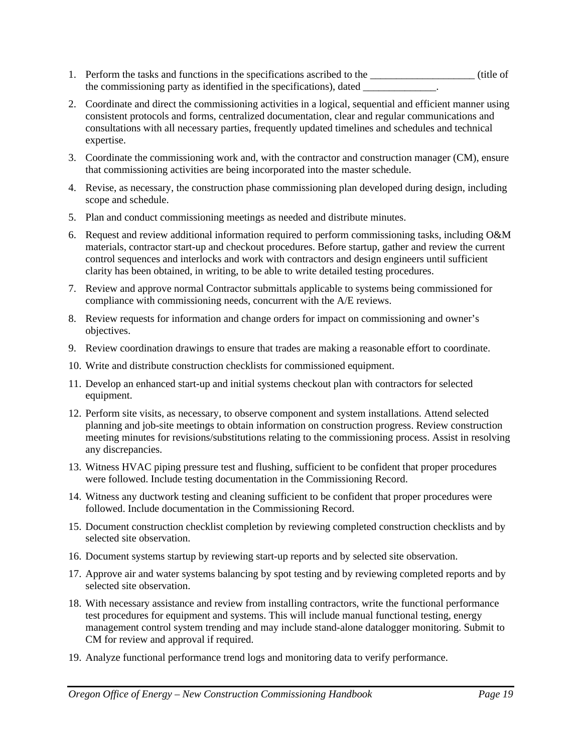1. Perform the tasks and functions in the specifications ascribed to the ____________________ (title of the commissioning party as identified in the specifications), dated ______________.
2. Coordinate and direct the commissioning activities in a logical, sequential and efficient manner using consistent protocols and forms, centralized documentation, clear and regular communications and consultations with all necessary parties, frequently updated timelines and schedules and technical expertise.
3. Coordinate the commissioning work and, with the contractor and construction manager (CM), ensure that commissioning activities are being incorporated into the master schedule.
4. Revise, as necessary, the construction phase commissioning plan developed during design, including scope and schedule.
5. Plan and conduct commissioning meetings as needed and distribute minutes.
6. Request and review additional information required to perform commissioning tasks, including O&M materials, contractor start-up and checkout procedures. Before startup, gather and review the current control sequences and interlocks and work with contractors and design engineers until sufficient clarity has been obtained, in writing, to be able to write detailed testing procedures.
7. Review and approve normal Contractor submittals applicable to systems being commissioned for compliance with commissioning needs, concurrent with the A/E reviews.
8. Review requests for information and change orders for impact on commissioning and owner's objectives.
9. Review coordination drawings to ensure that trades are making a reasonable effort to coordinate.
10. Write and distribute construction checklists for commissioned equipment.
11. Develop an enhanced start-up and initial systems checkout plan with contractors for selected equipment.
12. Perform site visits, as necessary, to observe component and system installations. Attend selected planning and job-site meetings to obtain information on construction progress. Review construction meeting minutes for revisions/substitutions relating to the commissioning process. Assist in resolving any discrepancies.
13. Witness HVAC piping pressure test and flushing, sufficient to be confident that proper procedures were followed. Include testing documentation in the Commissioning Record.
14. Witness any ductwork testing and cleaning sufficient to be confident that proper procedures were followed. Include documentation in the Commissioning Record.
15. Document construction checklist completion by reviewing completed construction checklists and by selected site observation.
16. Document systems startup by reviewing start-up reports and by selected site observation.
17. Approve air and water systems balancing by spot testing and by reviewing completed reports and by selected site observation.
18. With necessary assistance and review from installing contractors, write the functional performance test procedures for equipment and systems. This will include manual functional testing, energy management control system trending and may include stand-alone datalogger monitoring. Submit to CM for review and approval if required.
19. Analyze functional performance trend logs and monitoring data to verify performance.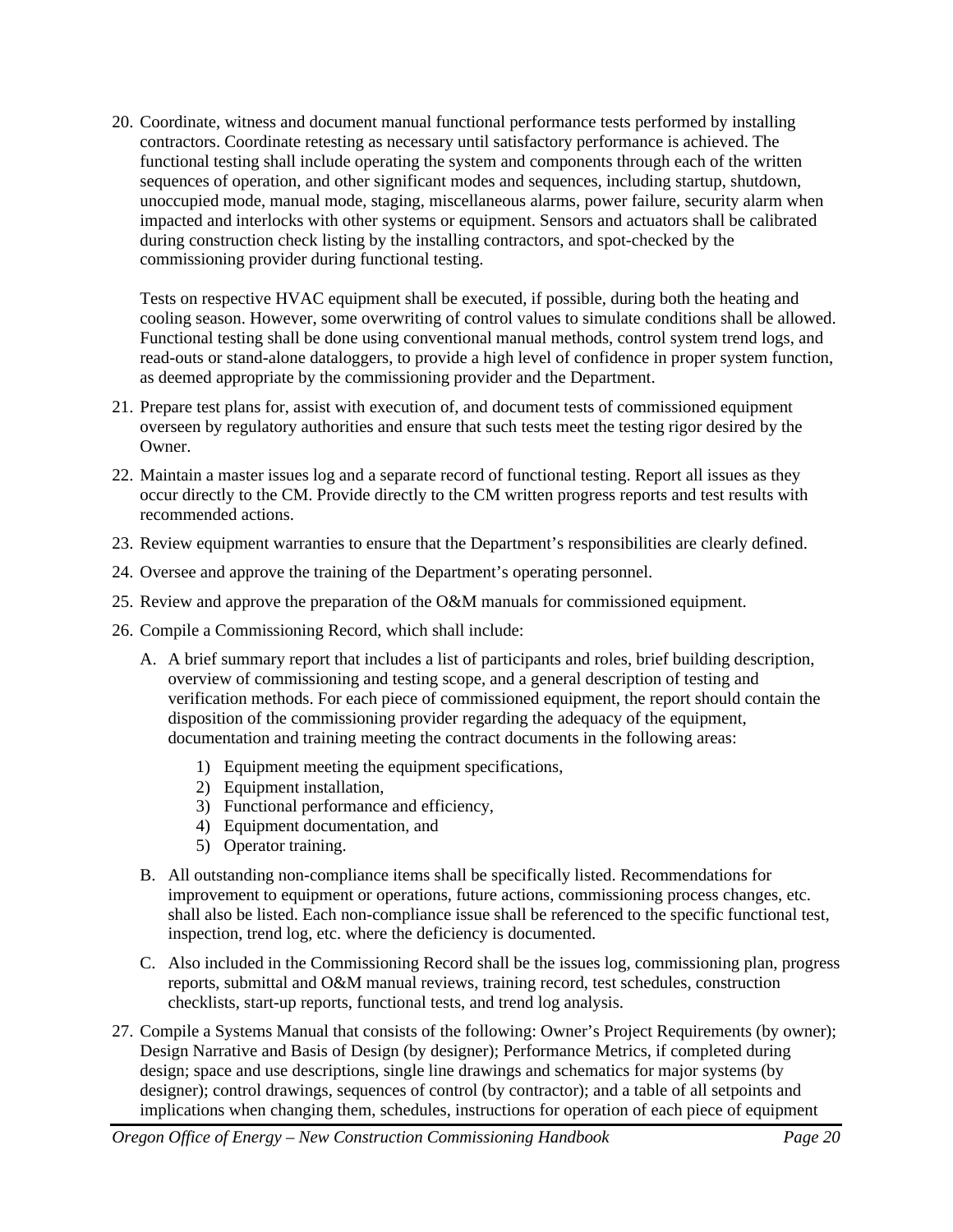20. Coordinate, witness and document manual functional performance tests performed by installing contractors. Coordinate retesting as necessary until satisfactory performance is achieved. The functional testing shall include operating the system and components through each of the written sequences of operation, and other significant modes and sequences, including startup, shutdown, unoccupied mode, manual mode, staging, miscellaneous alarms, power failure, security alarm when impacted and interlocks with other systems or equipment. Sensors and actuators shall be calibrated during construction check listing by the installing contractors, and spot-checked by the commissioning provider during functional testing.

    Tests on respective HVAC equipment shall be executed, if possible, during both the heating and cooling season. However, some overwriting of control values to simulate conditions shall be allowed. Functional testing shall be done using conventional manual methods, control system trend logs, and read-outs or stand-alone dataloggers, to provide a high level of confidence in proper system function, as deemed appropriate by the commissioning provider and the Department.

21. Prepare test plans for, assist with execution of, and document tests of commissioned equipment overseen by regulatory authorities and ensure that such tests meet the testing rigor desired by the Owner.

22. Maintain a master issues log and a separate record of functional testing. Report all issues as they occur directly to the CM. Provide directly to the CM written progress reports and test results with recommended actions.

23. Review equipment warranties to ensure that the Department's responsibilities are clearly defined.

24. Oversee and approve the training of the Department's operating personnel.

25. Review and approve the preparation of the O&M manuals for commissioned equipment.

26. Compile a Commissioning Record, which shall include:

    A. A brief summary report that includes a list of participants and roles, brief building description, overview of commissioning and testing scope, and a general description of testing and verification methods. For each piece of commissioned equipment, the report should contain the disposition of the commissioning provider regarding the adequacy of the equipment, documentation and training meeting the contract documents in the following areas:

        1) Equipment meeting the equipment specifications,
        2) Equipment installation,
        3) Functional performance and efficiency,
        4) Equipment documentation, and
        5) Operator training.

    B. All outstanding non-compliance items shall be specifically listed. Recommendations for improvement to equipment or operations, future actions, commissioning process changes, etc. shall also be listed. Each non-compliance issue shall be referenced to the specific functional test, inspection, trend log, etc. where the deficiency is documented.

    C. Also included in the Commissioning Record shall be the issues log, commissioning plan, progress reports, submittal and O&M manual reviews, training record, test schedules, construction checklists, start-up reports, functional tests, and trend log analysis.

27. Compile a Systems Manual that consists of the following: Owner's Project Requirements (by owner); Design Narrative and Basis of Design (by designer); Performance Metrics, if completed during design; space and use descriptions, single line drawings and schematics for major systems (by designer); control drawings, sequences of control (by contractor); and a table of all setpoints and implications when changing them, schedules, instructions for operation of each piece of equipment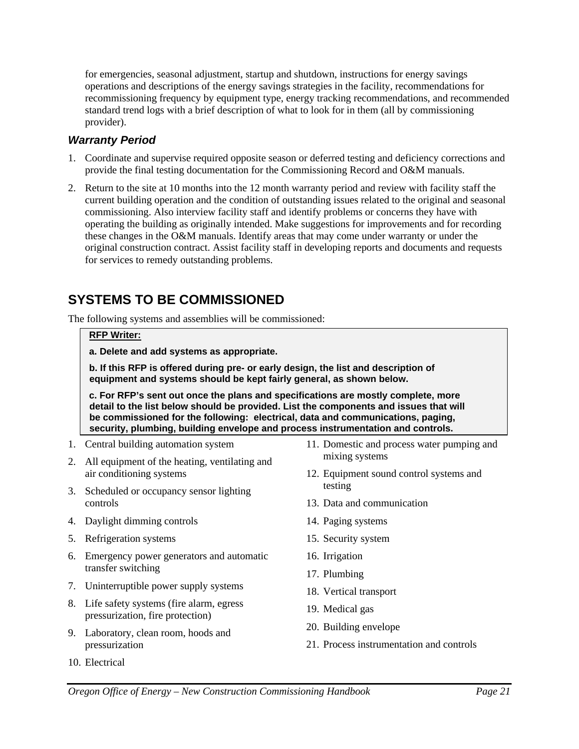for emergencies, seasonal adjustment, startup and shutdown, instructions for energy savings operations and descriptions of the energy savings strategies in the facility, recommendations for recommissioning frequency by equipment type, energy tracking recommendations, and recommended standard trend logs with a brief description of what to look for in them (all by commissioning provider).

### *Warranty Period*

1. Coordinate and supervise required opposite season or deferred testing and deficiency corrections and provide the final testing documentation for the Commissioning Record and O&M manuals.
2. Return to the site at 10 months into the 12 month warranty period and review with facility staff the current building operation and the condition of outstanding issues related to the original and seasonal commissioning. Also interview facility staff and identify problems or concerns they have with operating the building as originally intended. Make suggestions for improvements and for recording these changes in the O&M manuals. Identify areas that may come under warranty or under the original construction contract. Assist facility staff in developing reports and documents and requests for services to remedy outstanding problems.

## SYSTEMS TO BE COMMISSIONED

The following systems and assemblies will be commissioned:

> **RFP Writer:**
>
> **a. Delete and add systems as appropriate.**
>
> **b. If this RFP is offered during pre- or early design, the list and description of equipment and systems should be kept fairly general, as shown below.**
>
> **c. For RFP's sent out once the plans and specifications are mostly complete, more detail to the list below should be provided. List the components and issues that will be commissioned for the following: electrical, data and communications, paging, security, plumbing, building envelope and process instrumentation and controls.**

1. Central building automation system
2. All equipment of the heating, ventilating and air conditioning systems
3. Scheduled or occupancy sensor lighting controls
4. Daylight dimming controls
5. Refrigeration systems
6. Emergency power generators and automatic transfer switching
7. Uninterruptible power supply systems
8. Life safety systems (fire alarm, egress pressurization, fire protection)
9. Laboratory, clean room, hoods and pressurization
10. Electrical
11. Domestic and process water pumping and mixing systems
12. Equipment sound control systems and testing
13. Data and communication
14. Paging systems
15. Security system
16. Irrigation
17. Plumbing
18. Vertical transport
19. Medical gas
20. Building envelope
21. Process instrumentation and controls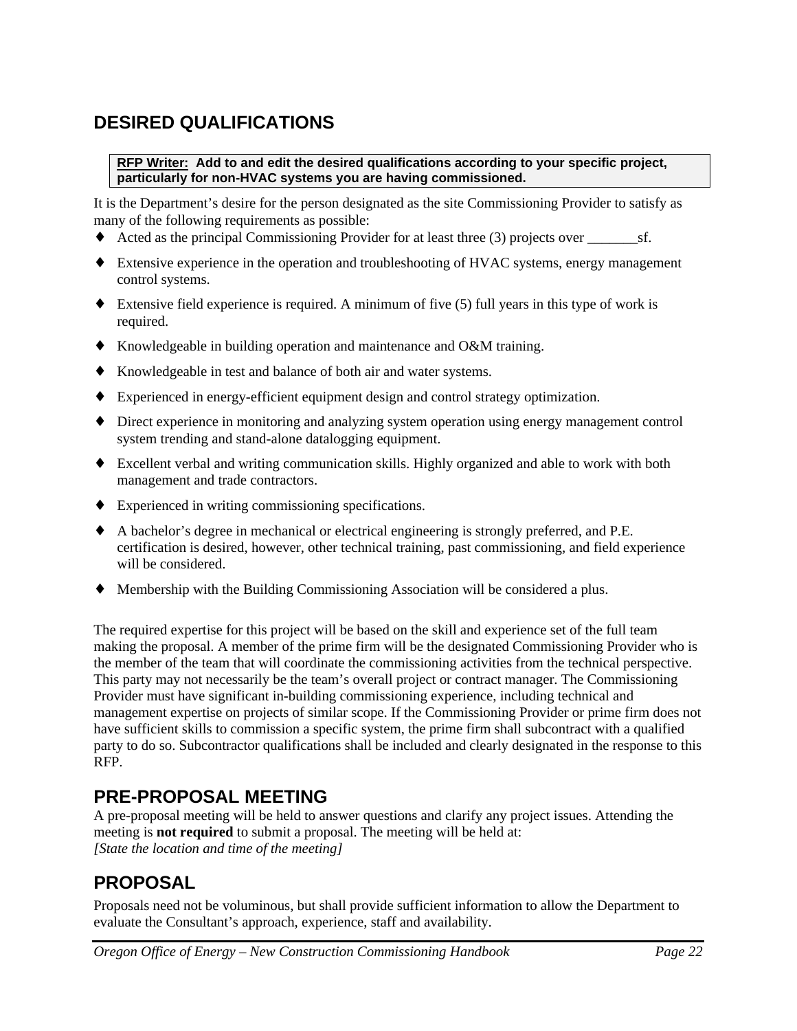## DESIRED QUALIFICATIONS

> **RFP Writer: Add to and edit the desired qualifications according to your specific project, particularly for non-HVAC systems you are having commissioned.**

It is the Department's desire for the person designated as the site Commissioning Provider to satisfy as many of the following requirements as possible:

- Acted as the principal Commissioning Provider for at least three (3) projects over _______sf.
- Extensive experience in the operation and troubleshooting of HVAC systems, energy management control systems.
- Extensive field experience is required. A minimum of five (5) full years in this type of work is required.
- Knowledgeable in building operation and maintenance and O&M training.
- Knowledgeable in test and balance of both air and water systems.
- Experienced in energy-efficient equipment design and control strategy optimization.
- Direct experience in monitoring and analyzing system operation using energy management control system trending and stand-alone datalogging equipment.
- Excellent verbal and writing communication skills. Highly organized and able to work with both management and trade contractors.
- Experienced in writing commissioning specifications.
- A bachelor's degree in mechanical or electrical engineering is strongly preferred, and P.E. certification is desired, however, other technical training, past commissioning, and field experience will be considered.
- Membership with the Building Commissioning Association will be considered a plus.

The required expertise for this project will be based on the skill and experience set of the full team making the proposal. A member of the prime firm will be the designated Commissioning Provider who is the member of the team that will coordinate the commissioning activities from the technical perspective. This party may not necessarily be the team's overall project or contract manager. The Commissioning Provider must have significant in-building commissioning experience, including technical and management expertise on projects of similar scope. If the Commissioning Provider or prime firm does not have sufficient skills to commission a specific system, the prime firm shall subcontract with a qualified party to do so. Subcontractor qualifications shall be included and clearly designated in the response to this RFP.

## PRE-PROPOSAL MEETING

A pre-proposal meeting will be held to answer questions and clarify any project issues. Attending the meeting is **not required** to submit a proposal. The meeting will be held at:
*[State the location and time of the meeting]*

## PROPOSAL

Proposals need not be voluminous, but shall provide sufficient information to allow the Department to evaluate the Consultant's approach, experience, staff and availability.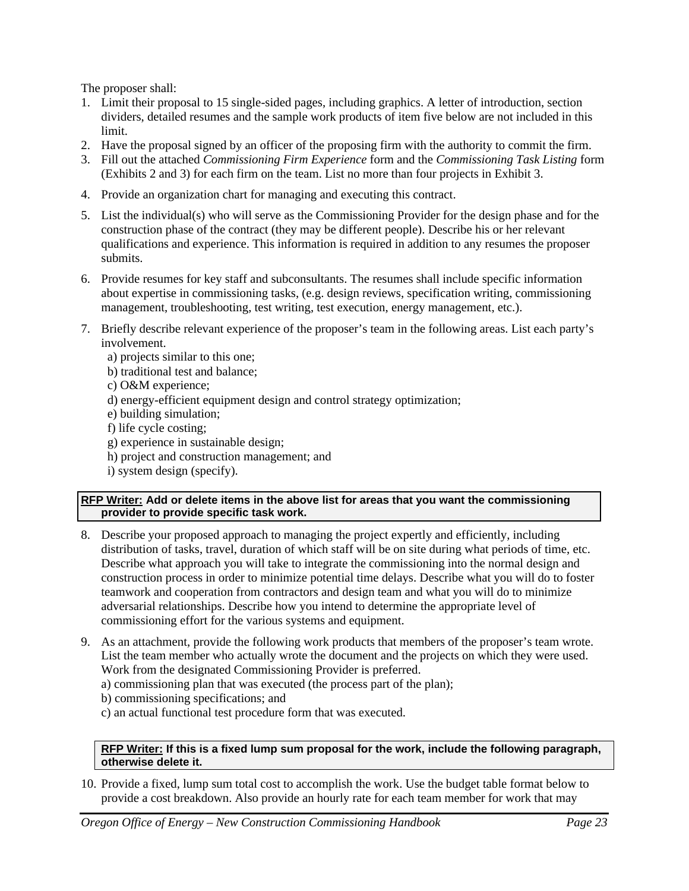The proposer shall:

1. Limit their proposal to 15 single-sided pages, including graphics. A letter of introduction, section dividers, detailed resumes and the sample work products of item five below are not included in this limit.
2. Have the proposal signed by an officer of the proposing firm with the authority to commit the firm.
3. Fill out the attached *Commissioning Firm Experience* form and the *Commissioning Task Listing* form (Exhibits 2 and 3) for each firm on the team. List no more than four projects in Exhibit 3.
4. Provide an organization chart for managing and executing this contract.
5. List the individual(s) who will serve as the Commissioning Provider for the design phase and for the construction phase of the contract (they may be different people). Describe his or her relevant qualifications and experience. This information is required in addition to any resumes the proposer submits.
6. Provide resumes for key staff and subconsultants. The resumes shall include specific information about expertise in commissioning tasks, (e.g. design reviews, specification writing, commissioning management, troubleshooting, test writing, test execution, energy management, etc.).
7. Briefly describe relevant experience of the proposer's team in the following areas. List each party's involvement.
   a) projects similar to this one;
   b) traditional test and balance;
   c) O&M experience;
   d) energy-efficient equipment design and control strategy optimization;
   e) building simulation;
   f) life cycle costing;
   g) experience in sustainable design;
   h) project and construction management; and
   i) system design (specify).

> **<u>RFP Writer:</u> Add or delete items in the above list for areas that you want the commissioning provider to provide specific task work.**

8. Describe your proposed approach to managing the project expertly and efficiently, including distribution of tasks, travel, duration of which staff will be on site during what periods of time, etc. Describe what approach you will take to integrate the commissioning into the normal design and construction process in order to minimize potential time delays. Describe what you will do to foster teamwork and cooperation from contractors and design team and what you will do to minimize adversarial relationships. Describe how you intend to determine the appropriate level of commissioning effort for the various systems and equipment.
9. As an attachment, provide the following work products that members of the proposer's team wrote. List the team member who actually wrote the document and the projects on which they were used. Work from the designated Commissioning Provider is preferred.
   a) commissioning plan that was executed (the process part of the plan);
   b) commissioning specifications; and
   c) an actual functional test procedure form that was executed.

> **<u>RFP Writer:</u> If this is a fixed lump sum proposal for the work, include the following paragraph, otherwise delete it.**

10. Provide a fixed, lump sum total cost to accomplish the work. Use the budget table format below to provide a cost breakdown. Also provide an hourly rate for each team member for work that may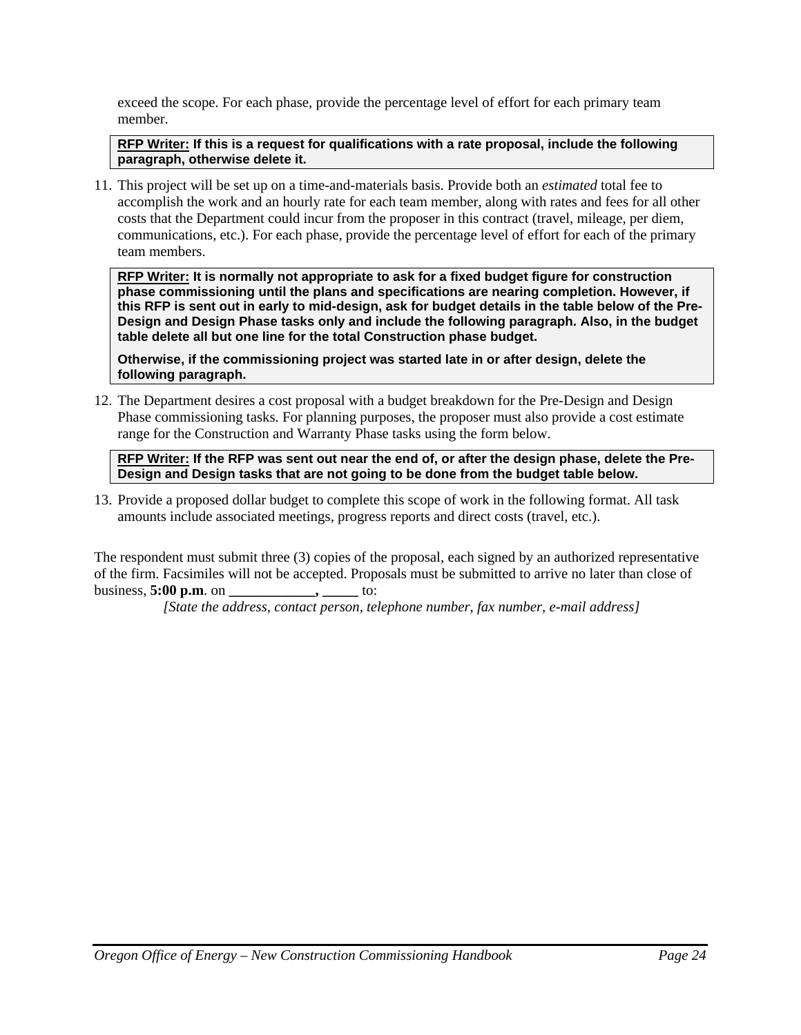exceed the scope. For each phase, provide the percentage level of effort for each primary team member.

> **<u>RFP Writer:</u> If this is a request for qualifications with a rate proposal, include the following paragraph, otherwise delete it.**

11. This project will be set up on a time-and-materials basis. Provide both an *estimated* total fee to accomplish the work and an hourly rate for each team member, along with rates and fees for all other costs that the Department could incur from the proposer in this contract (travel, mileage, per diem, communications, etc.). For each phase, provide the percentage level of effort for each of the primary team members.

> **<u>RFP Writer:</u> It is normally not appropriate to ask for a fixed budget figure for construction phase commissioning until the plans and specifications are nearing completion. However, if this RFP is sent out in early to mid-design, ask for budget details in the table below of the Pre-Design and Design Phase tasks only and include the following paragraph. Also, in the budget table delete all but one line for the total Construction phase budget.**
>
> **Otherwise, if the commissioning project was started late in or after design, delete the following paragraph.**

12. The Department desires a cost proposal with a budget breakdown for the Pre-Design and Design Phase commissioning tasks. For planning purposes, the proposer must also provide a cost estimate range for the Construction and Warranty Phase tasks using the form below.

> **<u>RFP Writer:</u> If the RFP was sent out near the end of, or after the design phase, delete the Pre-Design and Design tasks that are not going to be done from the budget table below.**

13. Provide a proposed dollar budget to complete this scope of work in the following format. All task amounts include associated meetings, progress reports and direct costs (travel, etc.).

The respondent must submit three (3) copies of the proposal, each signed by an authorized representative of the firm. Facsimiles will not be accepted. Proposals must be submitted to arrive no later than close of business, **5:00 p.m**. on **____________, _____** to:

*[State the address, contact person, telephone number, fax number, e-mail address]*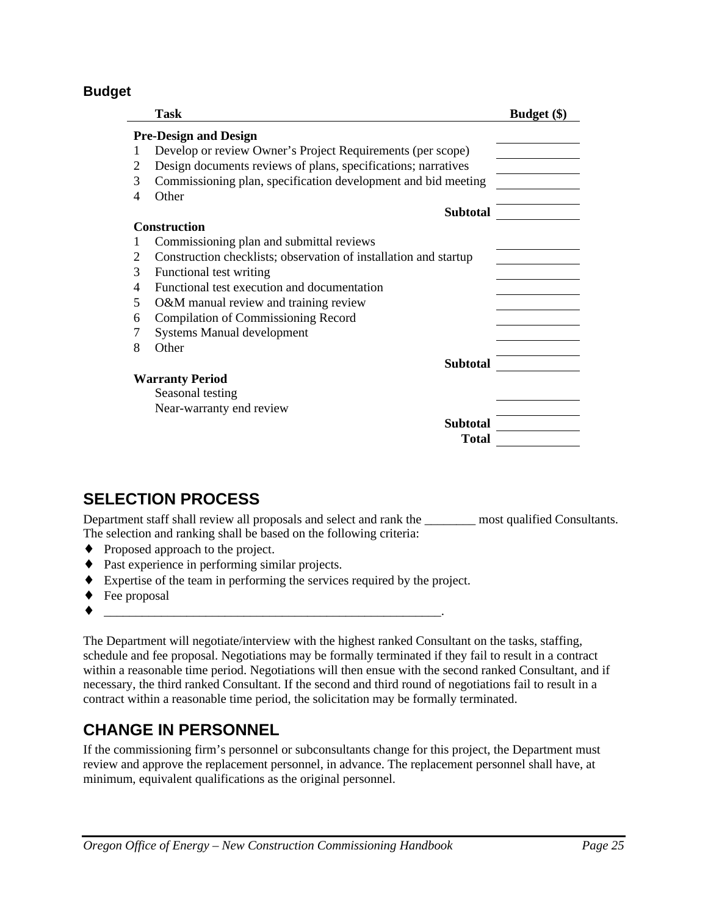### Budget

| | Task | Budget ($) |
|---|---|---|
| | **Pre-Design and Design** | |
| 1 | Develop or review Owner’s Project Requirements (per scope) | |
| 2 | Design documents reviews of plans, specifications; narratives | |
| 3 | Commissioning plan, specification development and bid meeting | |
| 4 | Other | |
| | **Subtotal** | |
| | **Construction** | |
| 1 | Commissioning plan and submittal reviews | |
| 2 | Construction checklists; observation of installation and startup | |
| 3 | Functional test writing | |
| 4 | Functional test execution and documentation | |
| 5 | O&M manual review and training review | |
| 6 | Compilation of Commissioning Record | |
| 7 | Systems Manual development | |
| 8 | Other | |
| | **Subtotal** | |
| | **Warranty Period** | |
| | Seasonal testing | |
| | Near-warranty end review | |
| | **Subtotal** | |
| | **Total** | |

## SELECTION PROCESS

Department staff shall review all proposals and select and rank the ________ most qualified Consultants. The selection and ranking shall be based on the following criteria:

- Proposed approach to the project.
- Past experience in performing similar projects.
- Expertise of the team in performing the services required by the project.
- Fee proposal
- _______________________________________________________.

The Department will negotiate/interview with the highest ranked Consultant on the tasks, staffing, schedule and fee proposal. Negotiations may be formally terminated if they fail to result in a contract within a reasonable time period. Negotiations will then ensue with the second ranked Consultant, and if necessary, the third ranked Consultant. If the second and third round of negotiations fail to result in a contract within a reasonable time period, the solicitation may be formally terminated.

## CHANGE IN PERSONNEL

If the commissioning firm’s personnel or subconsultants change for this project, the Department must review and approve the replacement personnel, in advance. The replacement personnel shall have, at minimum, equivalent qualifications as the original personnel.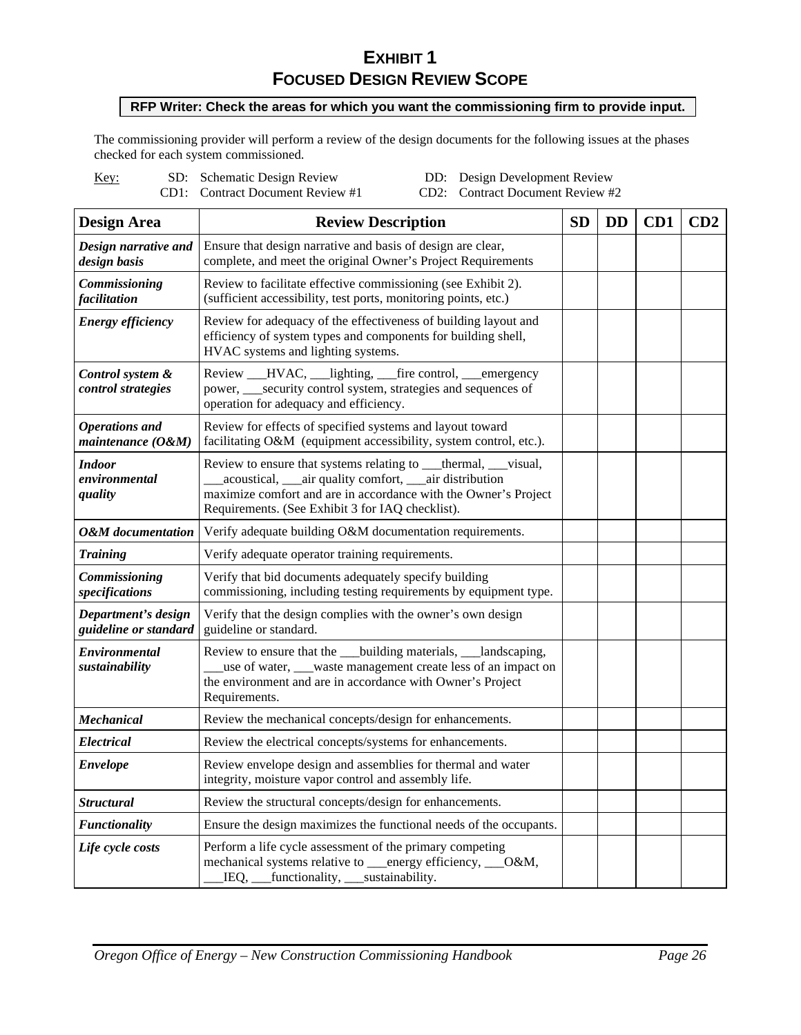# EXHIBIT 1
# FOCUSED DESIGN REVIEW SCOPE

**RFP Writer: Check the areas for which you want the commissioning firm to provide input.**

The commissioning provider will perform a review of the design documents for the following issues at the phases checked for each system commissioned.

Key:
- SD: Schematic Design Review
- DD: Design Development Review
- CD1: Contract Document Review #1
- CD2: Contract Document Review #2

| Design Area | Review Description | SD | DD | CD1 | CD2 |
|---|---|---|---|---|---|
| ***Design narrative and design basis*** | Ensure that design narrative and basis of design are clear, complete, and meet the original Owner's Project Requirements | | | | |
| ***Commissioning facilitation*** | Review to facilitate effective commissioning (see Exhibit 2). (sufficient accessibility, test ports, monitoring points, etc.) | | | | |
| ***Energy efficiency*** | Review for adequacy of the effectiveness of building layout and efficiency of system types and components for building shell, HVAC systems and lighting systems. | | | | |
| ***Control system & control strategies*** | Review ___HVAC, ___lighting, ___fire control, ___emergency power, ___security control system, strategies and sequences of operation for adequacy and efficiency. | | | | |
| ***Operations and maintenance (O&M)*** | Review for effects of specified systems and layout toward facilitating O&M (equipment accessibility, system control, etc.). | | | | |
| ***Indoor environmental quality*** | Review to ensure that systems relating to ___thermal, ___visual, ___acoustical, ___air quality comfort, ___air distribution maximize comfort and are in accordance with the Owner's Project Requirements. (See Exhibit 3 for IAQ checklist). | | | | |
| ***O&M documentation*** | Verify adequate building O&M documentation requirements. | | | | |
| ***Training*** | Verify adequate operator training requirements. | | | | |
| ***Commissioning specifications*** | Verify that bid documents adequately specify building commissioning, including testing requirements by equipment type. | | | | |
| ***Department's design guideline or standard*** | Verify that the design complies with the owner's own design guideline or standard. | | | | |
| ***Environmental sustainability*** | Review to ensure that the ___building materials, ___landscaping, ___use of water, ___waste management create less of an impact on the environment and are in accordance with Owner's Project Requirements. | | | | |
| ***Mechanical*** | Review the mechanical concepts/design for enhancements. | | | | |
| ***Electrical*** | Review the electrical concepts/systems for enhancements. | | | | |
| ***Envelope*** | Review envelope design and assemblies for thermal and water integrity, moisture vapor control and assembly life. | | | | |
| ***Structural*** | Review the structural concepts/design for enhancements. | | | | |
| ***Functionality*** | Ensure the design maximizes the functional needs of the occupants. | | | | |
| ***Life cycle costs*** | Perform a life cycle assessment of the primary competing mechanical systems relative to ___energy efficiency, ___O&M, ___IEQ, ___functionality, ___sustainability. | | | | |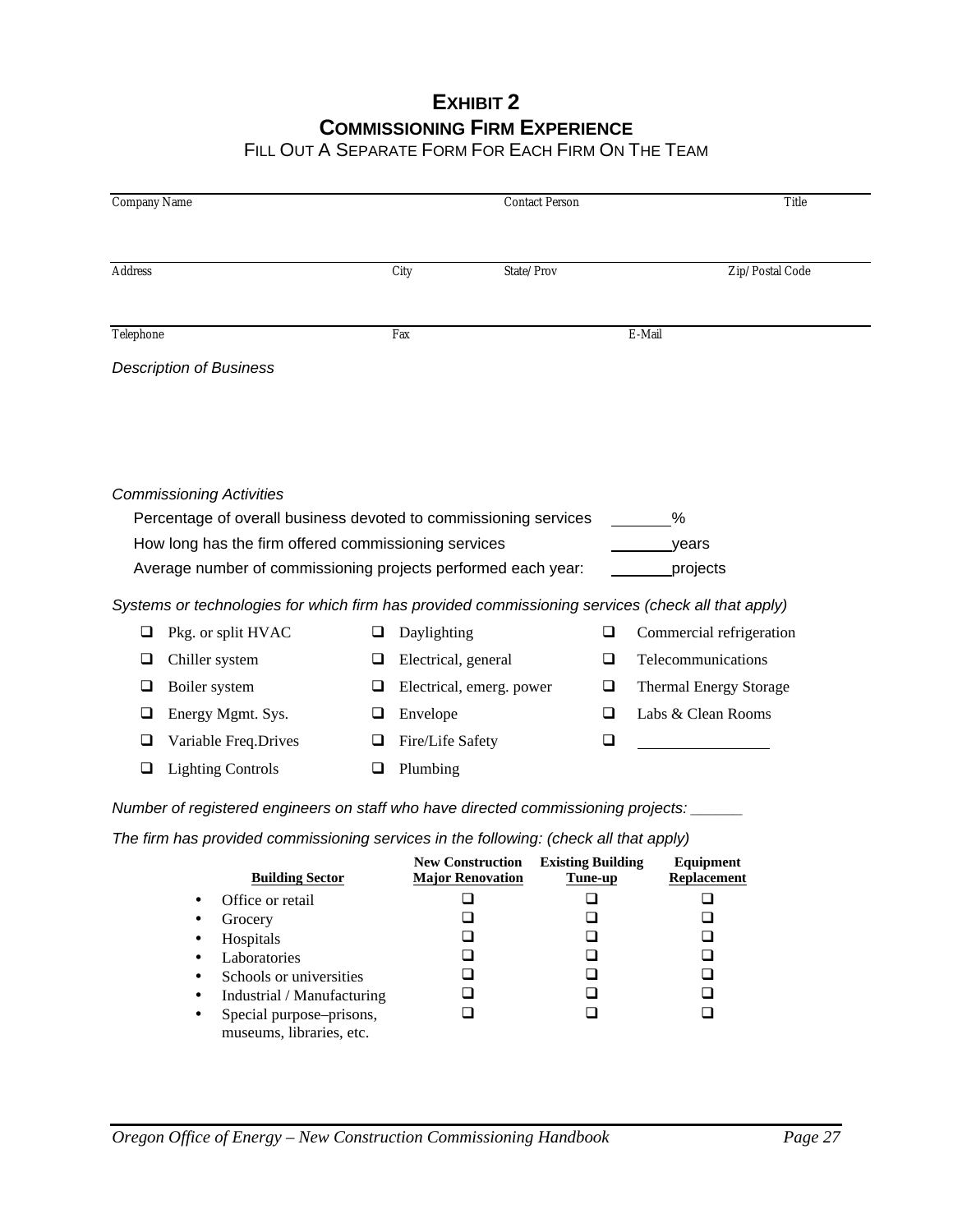# EXHIBIT 2
# COMMISSIONING FIRM EXPERIENCE

FILL OUT A SEPARATE FORM FOR EACH FIRM ON THE TEAM

| Company Name | | Contact Person | Title |
|---|---|---|---|
| | | | |
| Address | City | State/Prov | Zip/Postal Code |
| | | | |
| Telephone | Fax | E-Mail | |

*Description of Business*

*Commissioning Activities*

Percentage of overall business devoted to commissioning services ______%

How long has the firm offered commissioning services ______years

Average number of commissioning projects performed each year: ______projects

*Systems or technologies for which firm has provided commissioning services (check all that apply)*

| | | |
|---|---|---|
| ❑ Pkg. or split HVAC | ❑ Daylighting | ❑ Commercial refrigeration |
| ❑ Chiller system | ❑ Electrical, general | ❑ Telecommunications |
| ❑ Boiler system | ❑ Electrical, emerg. power | ❑ Thermal Energy Storage |
| ❑ Energy Mgmt. Sys. | ❑ Envelope | ❑ Labs & Clean Rooms |
| ❑ Variable Freq.Drives | ❑ Fire/Life Safety | ❑ ______________ |
| ❑ Lighting Controls | ❑ Plumbing | |

*Number of registered engineers on staff who have directed commissioning projects: ______*

*The firm has provided commissioning services in the following: (check all that apply)*

| Building Sector | New Construction Major Renovation | Existing Building Tune-up | Equipment Replacement |
|---|---|---|---|
| • Office or retail | ❑ | ❑ | ❑ |
| • Grocery | ❑ | ❑ | ❑ |
| • Hospitals | ❑ | ❑ | ❑ |
| • Laboratories | ❑ | ❑ | ❑ |
| • Schools or universities | ❑ | ❑ | ❑ |
| • Industrial / Manufacturing | ❑ | ❑ | ❑ |
| • Special purpose–prisons, museums, libraries, etc. | ❑ | ❑ | ❑ |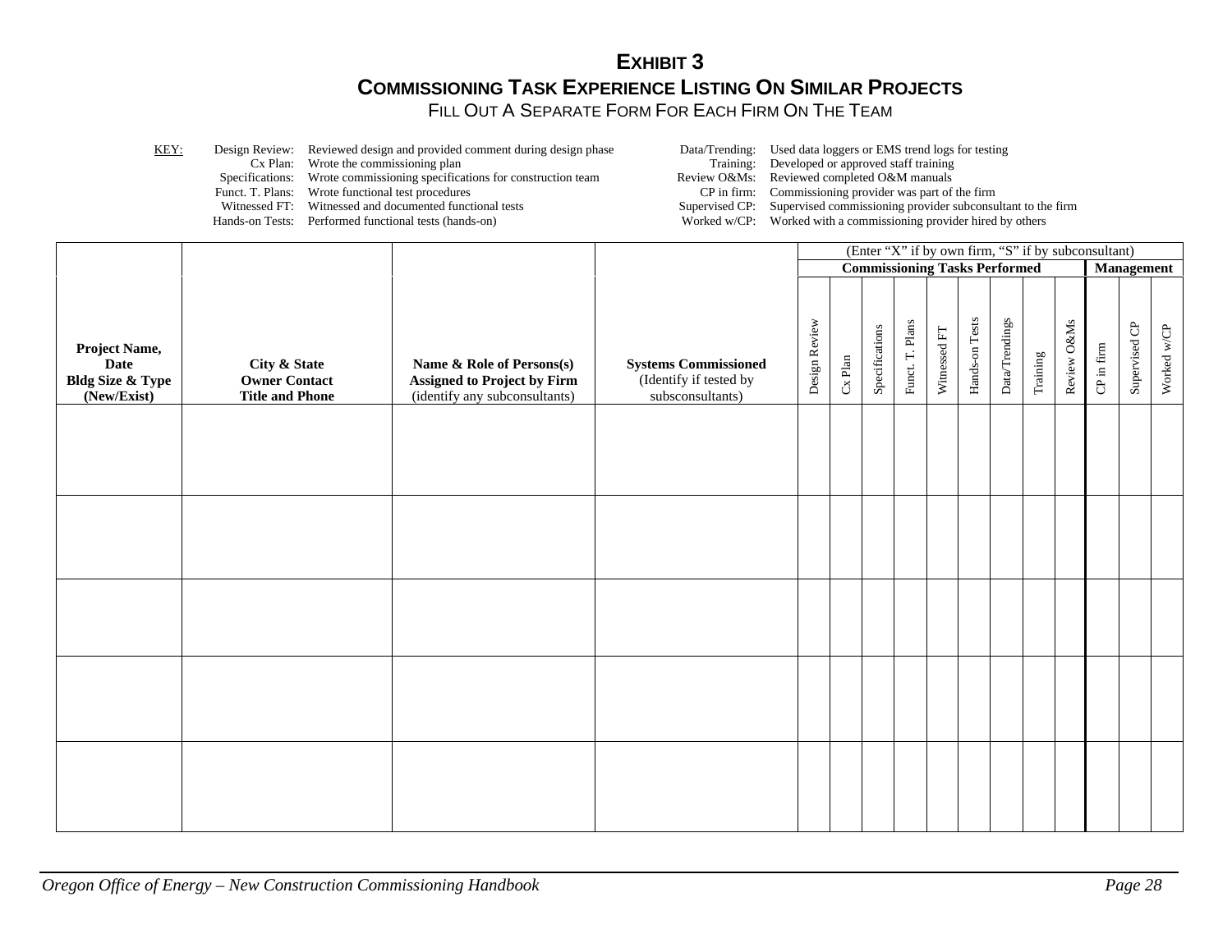# EXHIBIT 3

## COMMISSIONING TASK EXPERIENCE LISTING ON SIMILAR PROJECTS

FILL OUT A SEPARATE FORM FOR EACH FIRM ON THE TEAM

KEY:

| | |
|---|---|
| Design Review: | Reviewed design and provided comment during design phase |
| Cx Plan: | Wrote the commissioning plan |
| Specifications: | Wrote commissioning specifications for construction team |
| Funct. T. Plans: | Wrote functional test procedures |
| Witnessed FT: | Witnessed and documented functional tests |
| Hands-on Tests: | Performed functional tests (hands-on) |
| Data/Trending: | Used data loggers or EMS trend logs for testing |
| Training: | Developed or approved staff training |
| Review O&Ms: | Reviewed completed O&M manuals |
| CP in firm: | Commissioning provider was part of the firm |
| Supervised CP: | Supervised commissioning provider subconsultant to the firm |
| Worked w/CP: | Worked with a commissioning provider hired by others |

| | | | | (Enter "X" if by own firm, "S" if by subconsultant) | | | | | | | | | | | |
|---|---|---|---|---|---|---|---|---|---|---|---|---|---|---|---|
| | | | | Commissioning Tasks Performed | | | | | | | | | Management | | |
| **Project Name, Date Bldg Size & Type (New/Exist)** | **City & State Owner Contact Title and Phone** | **Name & Role of Persons(s) Assigned to Project by Firm** (identify any subconsultants) | **Systems Commissioned** (Identify if tested by subsconsultants) | Design Review | Cx Plan | Specifications | Funct. T. Plans | Witnessed FT | Hands-on Tests | Data/Trendings | Training | Review O&Ms | CP in firm | Supervised CP | Worked w/CP |
| | | | | | | | | | | | | | | | |
| | | | | | | | | | | | | | | | |
| | | | | | | | | | | | | | | | |
| | | | | | | | | | | | | | | | |
| | | | | | | | | | | | | | | | |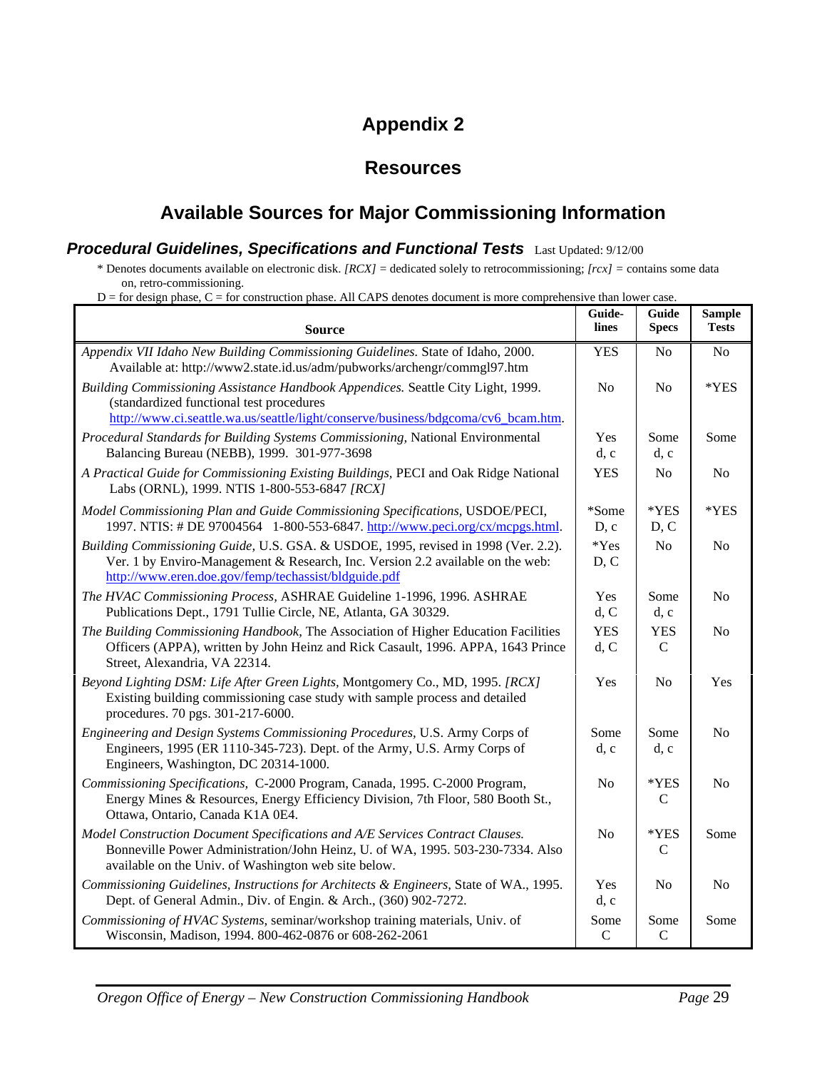# Appendix 2

## Resources

## Available Sources for Major Commissioning Information

### *Procedural Guidelines, Specifications and Functional Tests* Last Updated: 9/12/00

\* Denotes documents available on electronic disk. *[RCX]* = dedicated solely to retrocommissioning; *[rcx]* = contains some data on, retro-commissioning.

D = for design phase, C = for construction phase. All CAPS denotes document is more comprehensive than lower case.

| Source | Guide-lines | Guide Specs | Sample Tests |
|---|---|---|---|
| *Appendix VII Idaho New Building Commissioning Guidelines.* State of Idaho, 2000. Available at: http://www2.state.id.us/adm/pubworks/archengr/commgl97.htm | YES | No | No |
| *Building Commissioning Assistance Handbook Appendices.* Seattle City Light, 1999. (standardized functional test procedures http://www.ci.seattle.wa.us/seattle/light/conserve/business/bdgcoma/cv6_bcam.htm. | No | No | *YES |
| *Procedural Standards for Building Systems Commissioning,* National Environmental Balancing Bureau (NEBB), 1999. 301-977-3698 | Yes d, c | Some d, c | Some |
| *A Practical Guide for Commissioning Existing Buildings,* PECI and Oak Ridge National Labs (ORNL), 1999. NTIS 1-800-553-6847 *[RCX]* | YES | No | No |
| *Model Commissioning Plan and Guide Commissioning Specifications,* USDOE/PECI, 1997. NTIS: # DE 97004564 1-800-553-6847. http://www.peci.org/cx/mcpgs.html. | *Some D, c | *YES D, C | *YES |
| *Building Commissioning Guide,* U.S. GSA. & USDOE, 1995, revised in 1998 (Ver. 2.2). Ver. 1 by Enviro-Management & Research, Inc. Version 2.2 available on the web: http://www.eren.doe.gov/femp/techassist/bldguide.pdf | *Yes D, C | No | No |
| *The HVAC Commissioning Process,* ASHRAE Guideline 1-1996, 1996. ASHRAE Publications Dept., 1791 Tullie Circle, NE, Atlanta, GA 30329. | Yes d, C | Some d, c | No |
| *The Building Commissioning Handbook,* The Association of Higher Education Facilities Officers (APPA), written by John Heinz and Rick Casault, 1996. APPA, 1643 Prince Street, Alexandria, VA 22314. | YES d, C | YES C | No |
| *Beyond Lighting DSM: Life After Green Lights,* Montgomery Co., MD, 1995. *[RCX]* Existing building commissioning case study with sample process and detailed procedures. 70 pgs. 301-217-6000. | Yes | No | Yes |
| *Engineering and Design Systems Commissioning Procedures,* U.S. Army Corps of Engineers, 1995 (ER 1110-345-723). Dept. of the Army, U.S. Army Corps of Engineers, Washington, DC 20314-1000. | Some d, c | Some d, c | No |
| *Commissioning Specifications,* C-2000 Program, Canada, 1995. C-2000 Program, Energy Mines & Resources, Energy Efficiency Division, 7th Floor, 580 Booth St., Ottawa, Ontario, Canada K1A 0E4. | No | *YES C | No |
| *Model Construction Document Specifications and A/E Services Contract Clauses.* Bonneville Power Administration/John Heinz, U. of WA, 1995. 503-230-7334. Also available on the Univ. of Washington web site below. | No | *YES C | Some |
| *Commissioning Guidelines, Instructions for Architects & Engineers,* State of WA., 1995. Dept. of General Admin., Div. of Engin. & Arch., (360) 902-7272. | Yes d, c | No | No |
| *Commissioning of HVAC Systems,* seminar/workshop training materials, Univ. of Wisconsin, Madison, 1994. 800-462-0876 or 608-262-2061 | Some C | Some C | Some |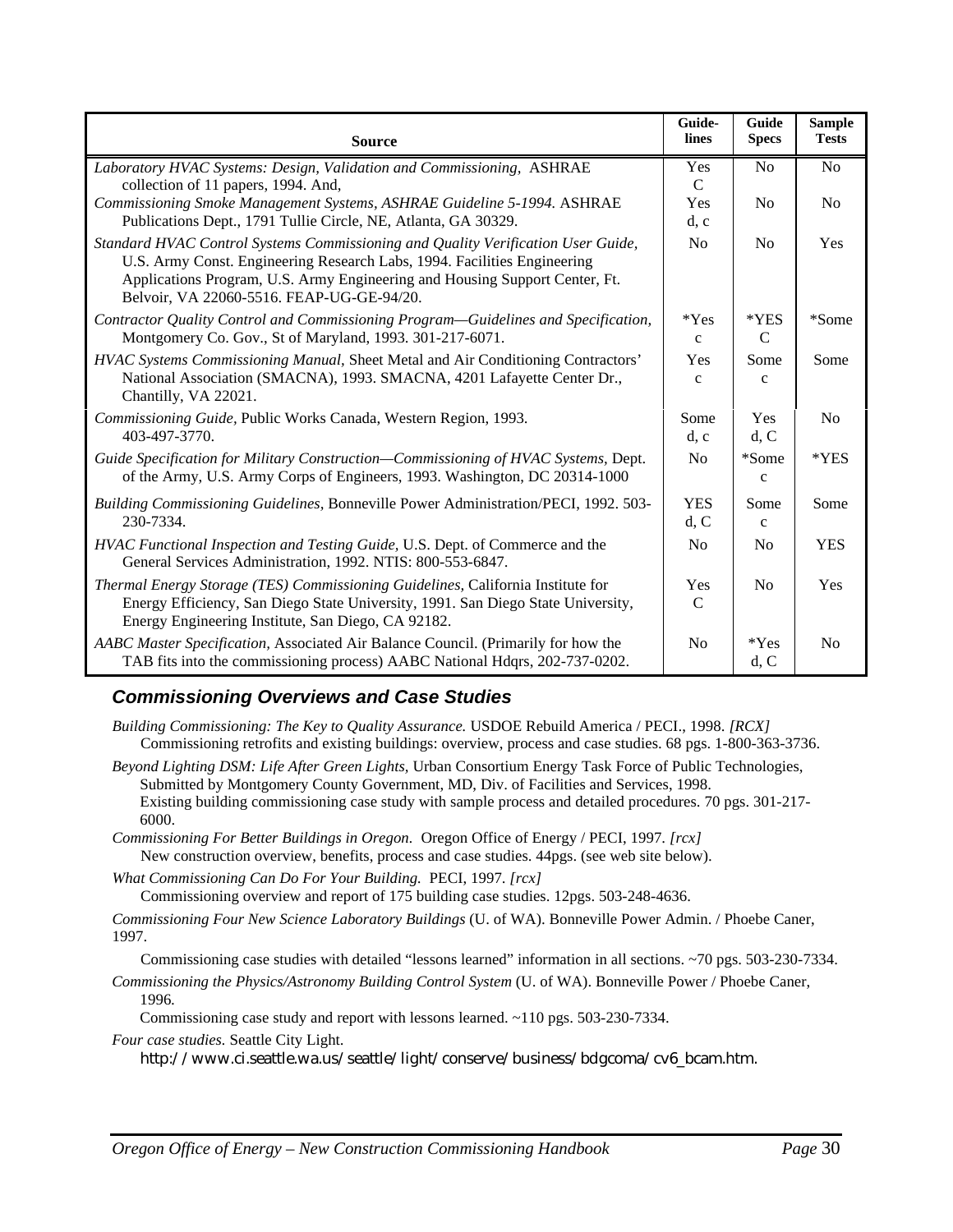| Source | Guide-lines | Guide Specs | Sample Tests |
|---|---|---|---|
| *Laboratory HVAC Systems: Design, Validation and Commissioning,* ASHRAE collection of 11 papers, 1994. And, | Yes C | No | No |
| *Commissioning Smoke Management Systems, ASHRAE Guideline 5-1994.* ASHRAE Publications Dept., 1791 Tullie Circle, NE, Atlanta, GA 30329. | Yes d, c | No | No |
| *Standard HVAC Control Systems Commissioning and Quality Verification User Guide,* U.S. Army Const. Engineering Research Labs, 1994. Facilities Engineering Applications Program, U.S. Army Engineering and Housing Support Center, Ft. Belvoir, VA 22060-5516. FEAP-UG-GE-94/20. | No | No | Yes |
| *Contractor Quality Control and Commissioning Program—Guidelines and Specification,* Montgomery Co. Gov., St of Maryland, 1993. 301-217-6071. | *Yes c | *YES C | *Some |
| *HVAC Systems Commissioning Manual,* Sheet Metal and Air Conditioning Contractors' National Association (SMACNA), 1993. SMACNA, 4201 Lafayette Center Dr., Chantilly, VA 22021. | Yes c | Some c | Some |
| *Commissioning Guide,* Public Works Canada, Western Region, 1993. 403-497-3770. | Some d, c | Yes d, C | No |
| *Guide Specification for Military Construction—Commissioning of HVAC Systems,* Dept. of the Army, U.S. Army Corps of Engineers, 1993. Washington, DC 20314-1000 | No | *Some c | *YES |
| *Building Commissioning Guidelines,* Bonneville Power Administration/PECI, 1992. 503-230-7334. | YES d, C | Some c | Some |
| *HVAC Functional Inspection and Testing Guide,* U.S. Dept. of Commerce and the General Services Administration, 1992. NTIS: 800-553-6847. | No | No | YES |
| *Thermal Energy Storage (TES) Commissioning Guidelines,* California Institute for Energy Efficiency, San Diego State University, 1991. San Diego State University, Energy Engineering Institute, San Diego, CA 92182. | Yes C | No | Yes |
| *AABC Master Specification,* Associated Air Balance Council. (Primarily for how the TAB fits into the commissioning process) AABC National Hdqrs, 202-737-0202. | No | *Yes d, C | No |

### Commissioning Overviews and Case Studies

*Building Commissioning: The Key to Quality Assurance.* USDOE Rebuild America / PECI., 1998. *[RCX]*
Commissioning retrofits and existing buildings: overview, process and case studies. 68 pgs. 1-800-363-3736.

*Beyond Lighting DSM: Life After Green Lights,* Urban Consortium Energy Task Force of Public Technologies, Submitted by Montgomery County Government, MD, Div. of Facilities and Services, 1998.
Existing building commissioning case study with sample process and detailed procedures. 70 pgs. 301-217-6000.

*Commissioning For Better Buildings in Oregon.* Oregon Office of Energy / PECI, 1997. *[rcx]*
New construction overview, benefits, process and case studies. 44pgs. (see web site below).

*What Commissioning Can Do For Your Building.* PECI, 1997. *[rcx]*
Commissioning overview and report of 175 building case studies. 12pgs. 503-248-4636.

*Commissioning Four New Science Laboratory Buildings* (U. of WA). Bonneville Power Admin. / Phoebe Caner, 1997.
Commissioning case studies with detailed "lessons learned" information in all sections. ~70 pgs. 503-230-7334.

*Commissioning the Physics/Astronomy Building Control System* (U. of WA). Bonneville Power / Phoebe Caner, 1996.
Commissioning case study and report with lessons learned. ~110 pgs. 503-230-7334.

*Four case studies.* Seattle City Light.
http://www.ci.seattle.wa.us/seattle/light/conserve/business/bdgcoma/cv6_bcam.htm.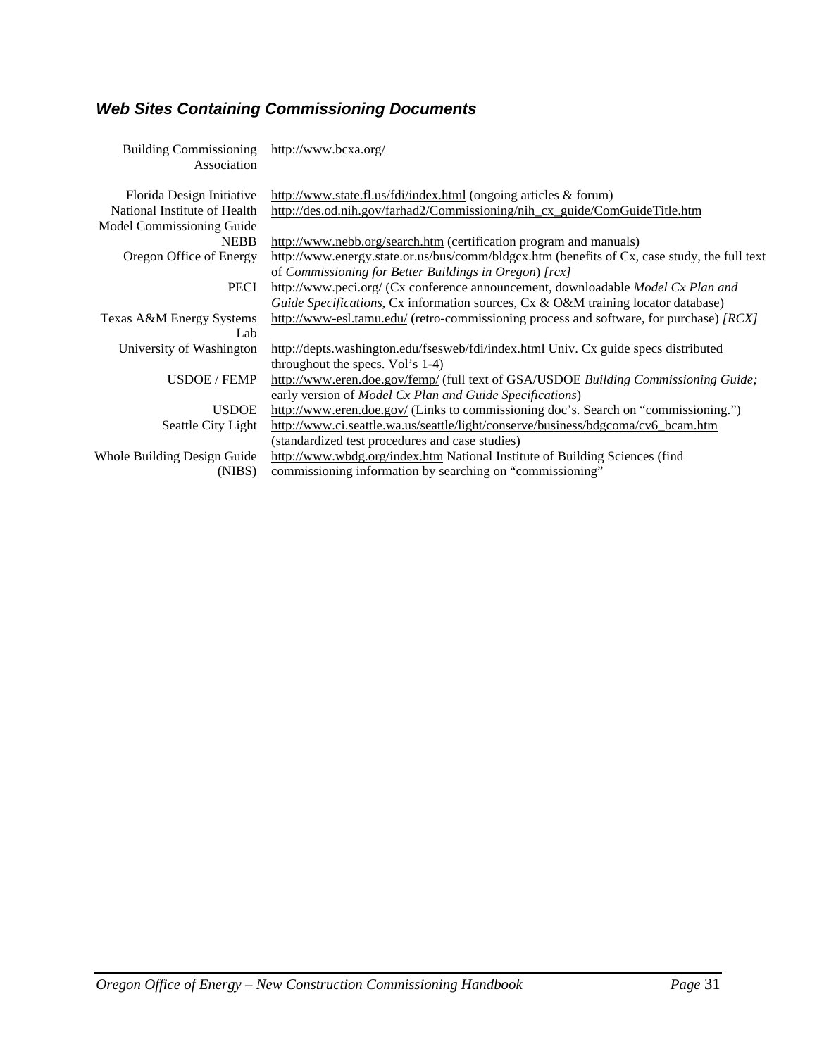### *Web Sites Containing Commissioning Documents*

| | |
|---|---|
| Building Commissioning Association | http://www.bcxa.org/ |
| Florida Design Initiative | http://www.state.fl.us/fdi/index.html (ongoing articles & forum) |
| National Institute of Health Model Commissioning Guide | http://des.od.nih.gov/farhad2/Commissioning/nih_cx_guide/ComGuideTitle.htm |
| NEBB | http://www.nebb.org/search.htm (certification program and manuals) |
| Oregon Office of Energy | http://www.energy.state.or.us/bus/comm/bldgcx.htm (benefits of Cx, case study, the full text of *Commissioning for Better Buildings in Oregon*) *[rcx]* |
| PECI | http://www.peci.org/ (Cx conference announcement, downloadable *Model Cx Plan and Guide Specifications*, Cx information sources, Cx & O&M training locator database) |
| Texas A&M Energy Systems Lab | http://www-esl.tamu.edu/ (retro-commissioning process and software, for purchase) *[RCX]* |
| University of Washington | http://depts.washington.edu/fsesweb/fdi/index.html Univ. Cx guide specs distributed throughout the specs. Vol's 1-4) |
| USDOE / FEMP | http://www.eren.doe.gov/femp/ (full text of GSA/USDOE *Building Commissioning Guide;* early version of *Model Cx Plan and Guide Specifications*) |
| USDOE | http://www.eren.doe.gov/ (Links to commissioning doc's. Search on "commissioning.") |
| Seattle City Light | http://www.ci.seattle.wa.us/seattle/light/conserve/business/bdgcoma/cv6_bcam.htm (standardized test procedures and case studies) |
| Whole Building Design Guide (NIBS) | http://www.wbdg.org/index.htm National Institute of Building Sciences (find commissioning information by searching on "commissioning" |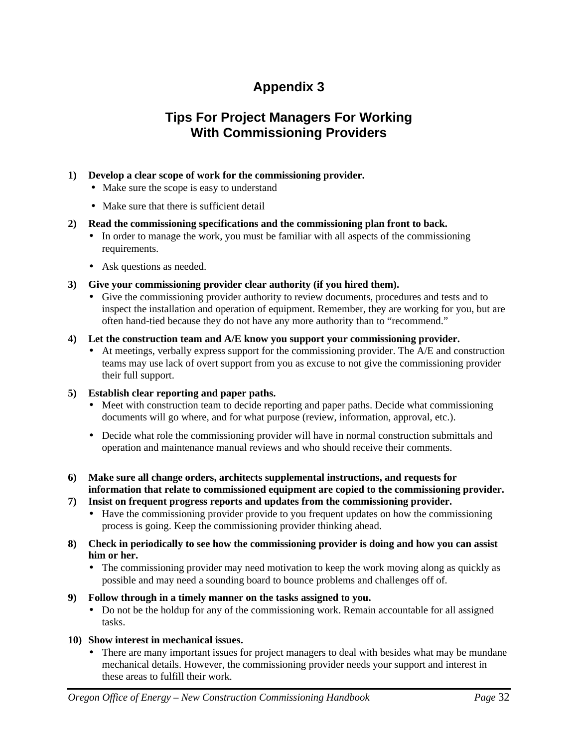# Appendix 3

## Tips For Project Managers For Working With Commissioning Providers

1) **Develop a clear scope of work for the commissioning provider.**
   - Make sure the scope is easy to understand
   - Make sure that there is sufficient detail

2) **Read the commissioning specifications and the commissioning plan front to back.**
   - In order to manage the work, you must be familiar with all aspects of the commissioning requirements.
   - Ask questions as needed.

3) **Give your commissioning provider clear authority (if you hired them).**
   - Give the commissioning provider authority to review documents, procedures and tests and to inspect the installation and operation of equipment. Remember, they are working for you, but are often hand-tied because they do not have any more authority than to "recommend."

4) **Let the construction team and A/E know you support your commissioning provider.**
   - At meetings, verbally express support for the commissioning provider. The A/E and construction teams may use lack of overt support from you as excuse to not give the commissioning provider their full support.

5) **Establish clear reporting and paper paths.**
   - Meet with construction team to decide reporting and paper paths. Decide what commissioning documents will go where, and for what purpose (review, information, approval, etc.).
   - Decide what role the commissioning provider will have in normal construction submittals and operation and maintenance manual reviews and who should receive their comments.

6) **Make sure all change orders, architects supplemental instructions, and requests for information that relate to commissioned equipment are copied to the commissioning provider.**

7) **Insist on frequent progress reports and updates from the commissioning provider.**
   - Have the commissioning provider provide to you frequent updates on how the commissioning process is going. Keep the commissioning provider thinking ahead.

8) **Check in periodically to see how the commissioning provider is doing and how you can assist him or her.**
   - The commissioning provider may need motivation to keep the work moving along as quickly as possible and may need a sounding board to bounce problems and challenges off of.

9) **Follow through in a timely manner on the tasks assigned to you.**
   - Do not be the holdup for any of the commissioning work. Remain accountable for all assigned tasks.

10) **Show interest in mechanical issues.**
    - There are many important issues for project managers to deal with besides what may be mundane mechanical details. However, the commissioning provider needs your support and interest in these areas to fulfill their work.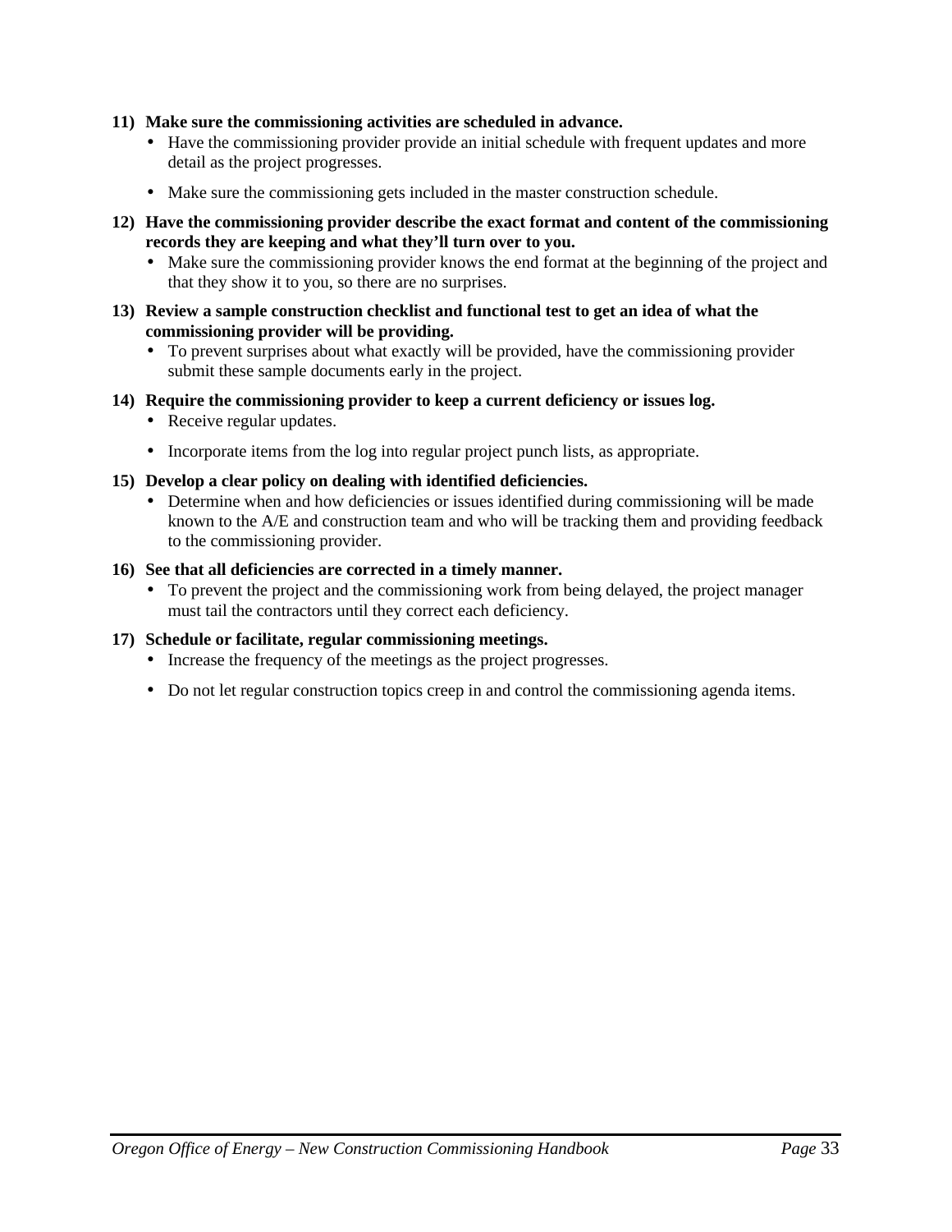11) **Make sure the commissioning activities are scheduled in advance.**
   - Have the commissioning provider provide an initial schedule with frequent updates and more detail as the project progresses.
   - Make sure the commissioning gets included in the master construction schedule.

12) **Have the commissioning provider describe the exact format and content of the commissioning records they are keeping and what they'll turn over to you.**
   - Make sure the commissioning provider knows the end format at the beginning of the project and that they show it to you, so there are no surprises.

13) **Review a sample construction checklist and functional test to get an idea of what the commissioning provider will be providing.**
   - To prevent surprises about what exactly will be provided, have the commissioning provider submit these sample documents early in the project.

14) **Require the commissioning provider to keep a current deficiency or issues log.**
   - Receive regular updates.
   - Incorporate items from the log into regular project punch lists, as appropriate.

15) **Develop a clear policy on dealing with identified deficiencies.**
   - Determine when and how deficiencies or issues identified during commissioning will be made known to the A/E and construction team and who will be tracking them and providing feedback to the commissioning provider.

16) **See that all deficiencies are corrected in a timely manner.**
   - To prevent the project and the commissioning work from being delayed, the project manager must tail the contractors until they correct each deficiency.

17) **Schedule or facilitate, regular commissioning meetings.**
   - Increase the frequency of the meetings as the project progresses.
   - Do not let regular construction topics creep in and control the commissioning agenda items.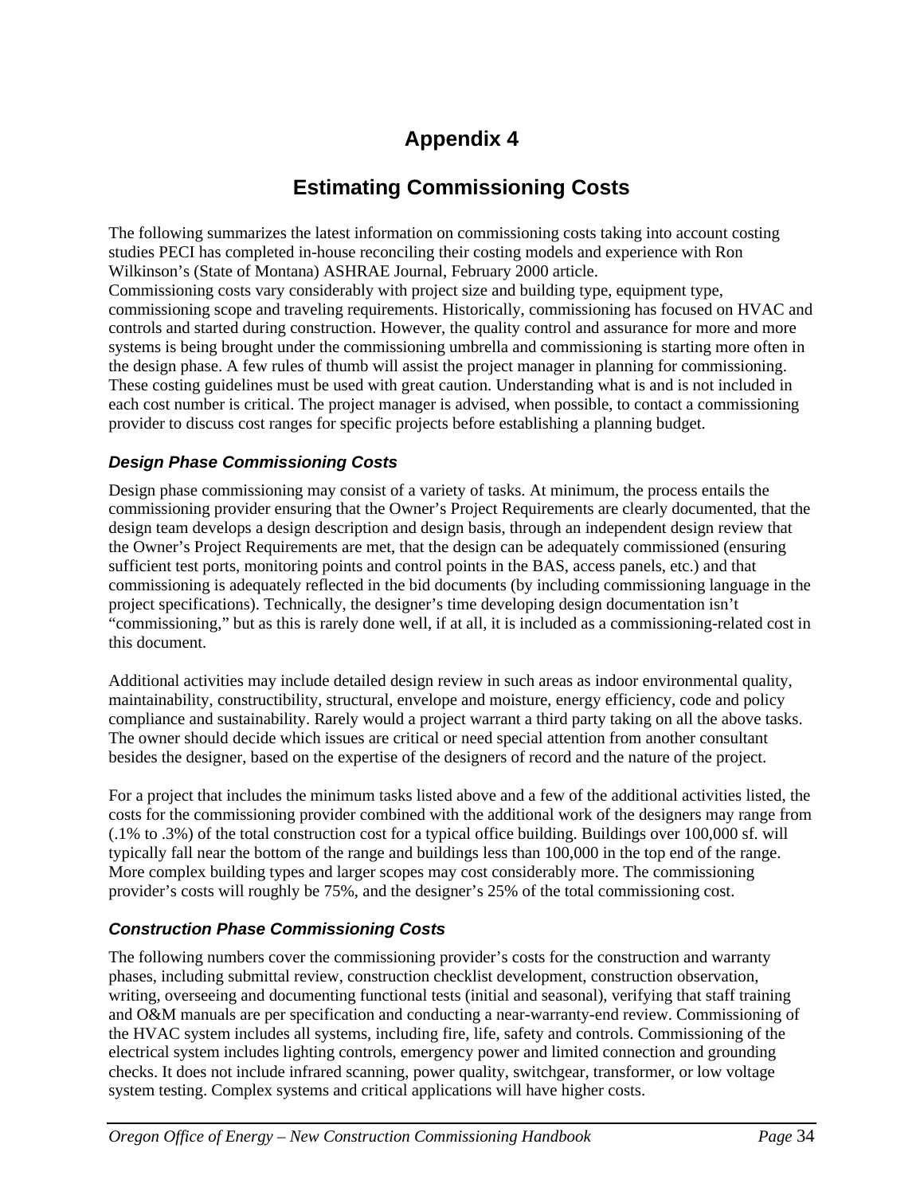# Appendix 4

# Estimating Commissioning Costs

The following summarizes the latest information on commissioning costs taking into account costing studies PECI has completed in-house reconciling their costing models and experience with Ron Wilkinson's (State of Montana) ASHRAE Journal, February 2000 article.
Commissioning costs vary considerably with project size and building type, equipment type, commissioning scope and traveling requirements. Historically, commissioning has focused on HVAC and controls and started during construction. However, the quality control and assurance for more and more systems is being brought under the commissioning umbrella and commissioning is starting more often in the design phase. A few rules of thumb will assist the project manager in planning for commissioning. These costing guidelines must be used with great caution. Understanding what is and is not included in each cost number is critical. The project manager is advised, when possible, to contact a commissioning provider to discuss cost ranges for specific projects before establishing a planning budget.

### *Design Phase Commissioning Costs*

Design phase commissioning may consist of a variety of tasks. At minimum, the process entails the commissioning provider ensuring that the Owner's Project Requirements are clearly documented, that the design team develops a design description and design basis, through an independent design review that the Owner's Project Requirements are met, that the design can be adequately commissioned (ensuring sufficient test ports, monitoring points and control points in the BAS, access panels, etc.) and that commissioning is adequately reflected in the bid documents (by including commissioning language in the project specifications). Technically, the designer's time developing design documentation isn't "commissioning," but as this is rarely done well, if at all, it is included as a commissioning-related cost in this document.

Additional activities may include detailed design review in such areas as indoor environmental quality, maintainability, constructibility, structural, envelope and moisture, energy efficiency, code and policy compliance and sustainability. Rarely would a project warrant a third party taking on all the above tasks. The owner should decide which issues are critical or need special attention from another consultant besides the designer, based on the expertise of the designers of record and the nature of the project.

For a project that includes the minimum tasks listed above and a few of the additional activities listed, the costs for the commissioning provider combined with the additional work of the designers may range from (.1% to .3%) of the total construction cost for a typical office building. Buildings over 100,000 sf. will typically fall near the bottom of the range and buildings less than 100,000 in the top end of the range. More complex building types and larger scopes may cost considerably more. The commissioning provider's costs will roughly be 75%, and the designer's 25% of the total commissioning cost.

### *Construction Phase Commissioning Costs*

The following numbers cover the commissioning provider's costs for the construction and warranty phases, including submittal review, construction checklist development, construction observation, writing, overseeing and documenting functional tests (initial and seasonal), verifying that staff training and O&M manuals are per specification and conducting a near-warranty-end review. Commissioning of the HVAC system includes all systems, including fire, life, safety and controls. Commissioning of the electrical system includes lighting controls, emergency power and limited connection and grounding checks. It does not include infrared scanning, power quality, switchgear, transformer, or low voltage system testing. Complex systems and critical applications will have higher costs.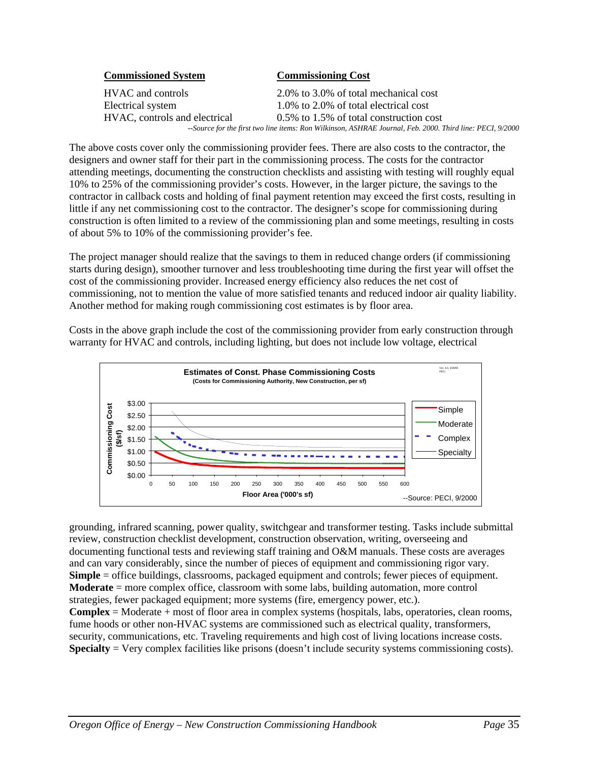| Commissioned System | Commissioning Cost |
|---|---|
| HVAC and controls | 2.0% to 3.0% of total mechanical cost |
| Electrical system | 1.0% to 2.0% of total electrical cost |
| HVAC, controls and electrical | 0.5% to 1.5% of total construction cost |

*--Source for the first two line items: Ron Wilkinson, ASHRAE Journal, Feb. 2000. Third line: PECI, 9/2000*

The above costs cover only the commissioning provider fees. There are also costs to the contractor, the designers and owner staff for their part in the commissioning process. The costs for the contractor attending meetings, documenting the construction checklists and assisting with testing will roughly equal 10% to 25% of the commissioning provider's costs. However, in the larger picture, the savings to the contractor in callback costs and holding of final payment retention may exceed the first costs, resulting in little if any net commissioning cost to the contractor. The designer's scope for commissioning during construction is often limited to a review of the commissioning plan and some meetings, resulting in costs of about 5% to 10% of the commissioning provider's fee.

The project manager should realize that the savings to them in reduced change orders (if commissioning starts during design), smoother turnover and less troubleshooting time during the first year will offset the cost of the commissioning provider. Increased energy efficiency also reduces the net cost of commissioning, not to mention the value of more satisfied tenants and reduced indoor air quality liability. Another method for making rough commissioning cost estimates is by floor area.

Costs in the above graph include the cost of the commissioning provider from early construction through warranty for HVAC and controls, including lighting, but does not include low voltage, electrical

**Estimates of Const. Phase Commissioning Costs**
(Costs for Commissioning Authority, New Construction, per sf)

Ver. 4.0, 3/29/00
PECI

Commissioning Cost ($/sf)

$3.00
$2.50
$2.00
$1.50
$1.00
$0.50
$0.00

0 50 100 150 200 250 300 350 400 450 500 550 600

Floor Area ('000's sf)

Simple
Moderate
Complex
Specialty

--Source: PECI, 9/2000

grounding, infrared scanning, power quality, switchgear and transformer testing. Tasks include submittal review, construction checklist development, construction observation, writing, overseeing and documenting functional tests and reviewing staff training and O&M manuals. These costs are averages and can vary considerably, since the number of pieces of equipment and commissioning rigor vary.
**Simple** = office buildings, classrooms, packaged equipment and controls; fewer pieces of equipment.
**Moderate** = more complex office, classroom with some labs, building automation, more control strategies, fewer packaged equipment; more systems (fire, emergency power, etc.).
**Complex** = Moderate + most of floor area in complex systems (hospitals, labs, operatories, clean rooms, fume hoods or other non-HVAC systems are commissioned such as electrical quality, transformers, security, communications, etc. Traveling requirements and high cost of living locations increase costs.
**Specialty** = Very complex facilities like prisons (doesn't include security systems commissioning costs).